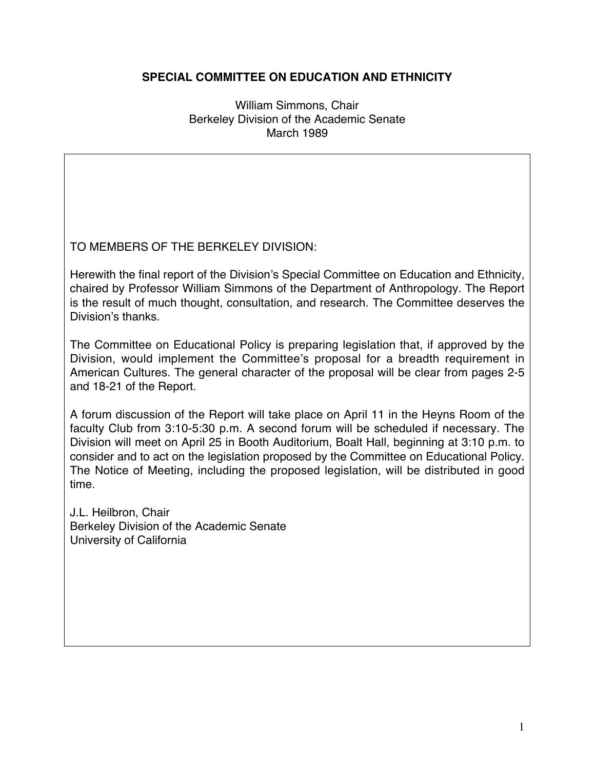# SPECIAL COMMITTEE ON EDUCATION AND ETHNICITY

William Simmons, Chair
Berkeley Division of the Academic Senate
March 1989

TO MEMBERS OF THE BERKELEY DIVISION:

Herewith the final report of the Division's Special Committee on Education and Ethnicity, chaired by Professor William Simmons of the Department of Anthropology. The Report is the result of much thought, consultation, and research. The Committee deserves the Division's thanks.

The Committee on Educational Policy is preparing legislation that, if approved by the Division, would implement the Committee's proposal for a breadth requirement in American Cultures. The general character of the proposal will be clear from pages 2-5 and 18-21 of the Report.

A forum discussion of the Report will take place on April 11 in the Heyns Room of the faculty Club from 3:10-5:30 p.m. A second forum will be scheduled if necessary. The Division will meet on April 25 in Booth Auditorium, Boalt Hall, beginning at 3:10 p.m. to consider and to act on the legislation proposed by the Committee on Educational Policy. The Notice of Meeting, including the proposed legislation, will be distributed in good time.

J.L. Heilbron, Chair
Berkeley Division of the Academic Senate
University of California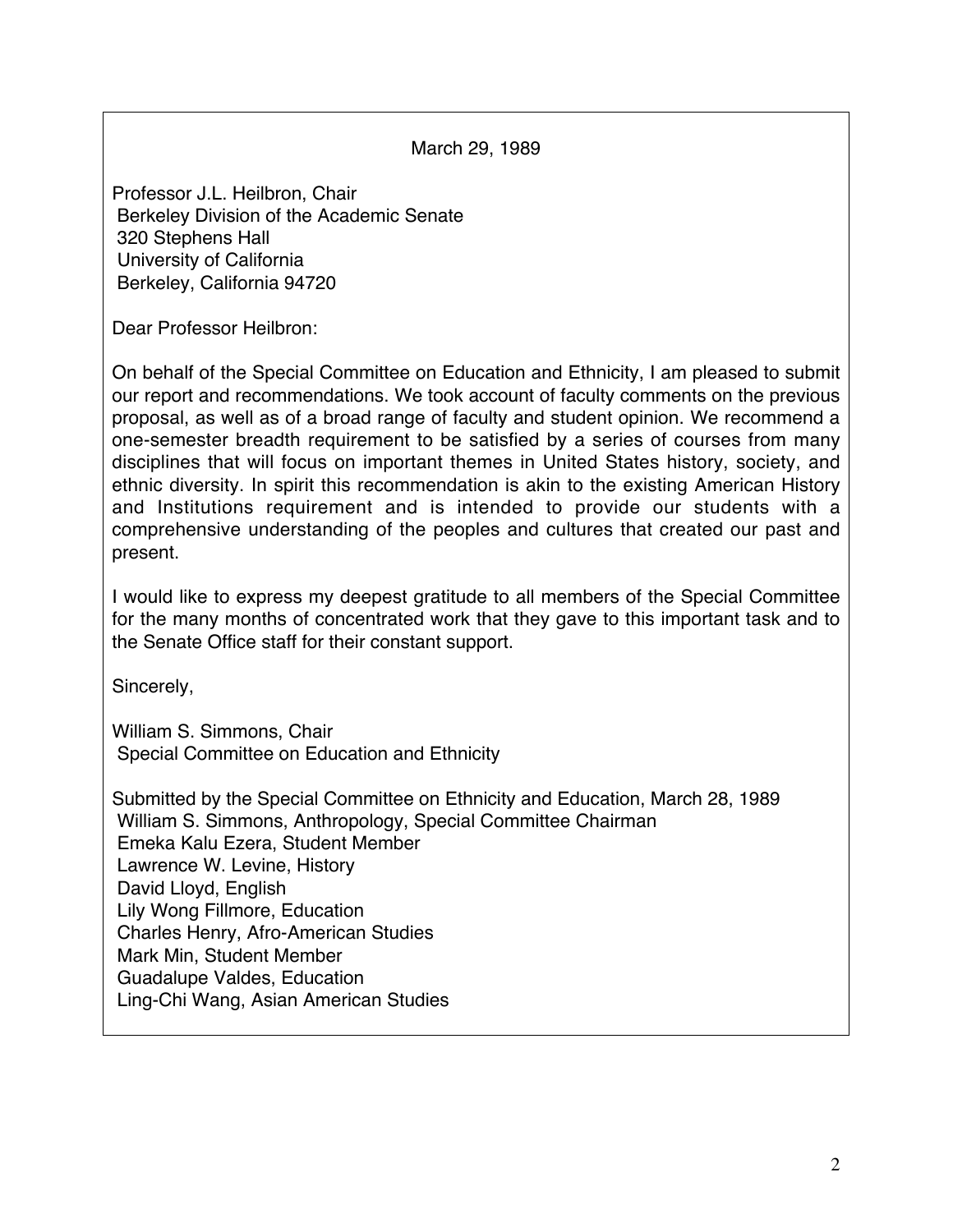March 29, 1989

Professor J.L. Heilbron, Chair
Berkeley Division of the Academic Senate
320 Stephens Hall
University of California
Berkeley, California 94720

Dear Professor Heilbron:

On behalf of the Special Committee on Education and Ethnicity, I am pleased to submit our report and recommendations. We took account of faculty comments on the previous proposal, as well as of a broad range of faculty and student opinion. We recommend a one-semester breadth requirement to be satisfied by a series of courses from many disciplines that will focus on important themes in United States history, society, and ethnic diversity. In spirit this recommendation is akin to the existing American History and Institutions requirement and is intended to provide our students with a comprehensive understanding of the peoples and cultures that created our past and present.

I would like to express my deepest gratitude to all members of the Special Committee for the many months of concentrated work that they gave to this important task and to the Senate Office staff for their constant support.

Sincerely,

William S. Simmons, Chair
Special Committee on Education and Ethnicity

Submitted by the Special Committee on Ethnicity and Education, March 28, 1989
William S. Simmons, Anthropology, Special Committee Chairman
Emeka Kalu Ezera, Student Member
Lawrence W. Levine, History
David Lloyd, English
Lily Wong Fillmore, Education
Charles Henry, Afro-American Studies
Mark Min, Student Member
Guadalupe Valdes, Education
Ling-Chi Wang, Asian American Studies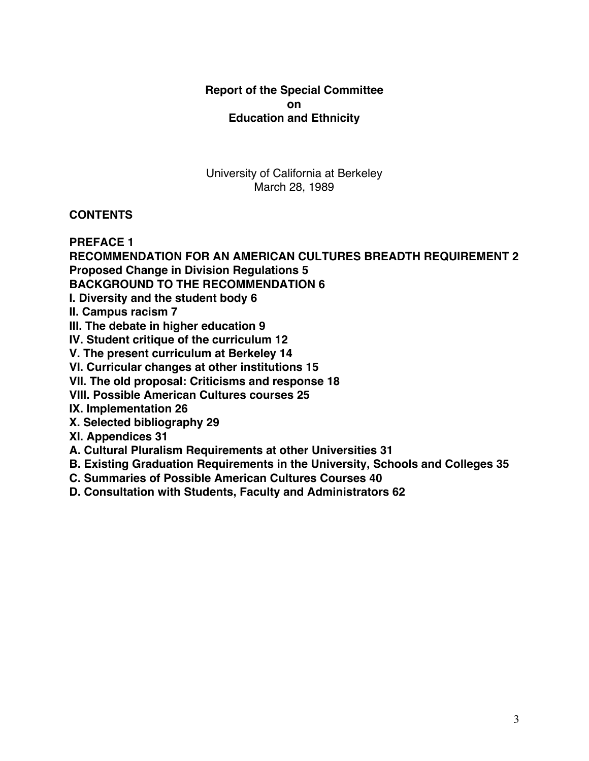**Report of the Special Committee**
**on**
**Education and Ethnicity**

University of California at Berkeley
March 28, 1989

**CONTENTS**

**PREFACE 1**
**RECOMMENDATION FOR AN AMERICAN CULTURES BREADTH REQUIREMENT 2**
**Proposed Change in Division Regulations 5**
**BACKGROUND TO THE RECOMMENDATION 6**
**I. Diversity and the student body 6**
**II. Campus racism 7**
**III. The debate in higher education 9**
**IV. Student critique of the curriculum 12**
**V. The present curriculum at Berkeley 14**
**VI. Curricular changes at other institutions 15**
**VII. The old proposal: Criticisms and response 18**
**VIII. Possible American Cultures courses 25**
**IX. Implementation 26**
**X. Selected bibliography 29**
**XI. Appendices 31**
**A. Cultural Pluralism Requirements at other Universities 31**
**B. Existing Graduation Requirements in the University, Schools and Colleges 35**
**C. Summaries of Possible American Cultures Courses 40**
**D. Consultation with Students, Faculty and Administrators 62**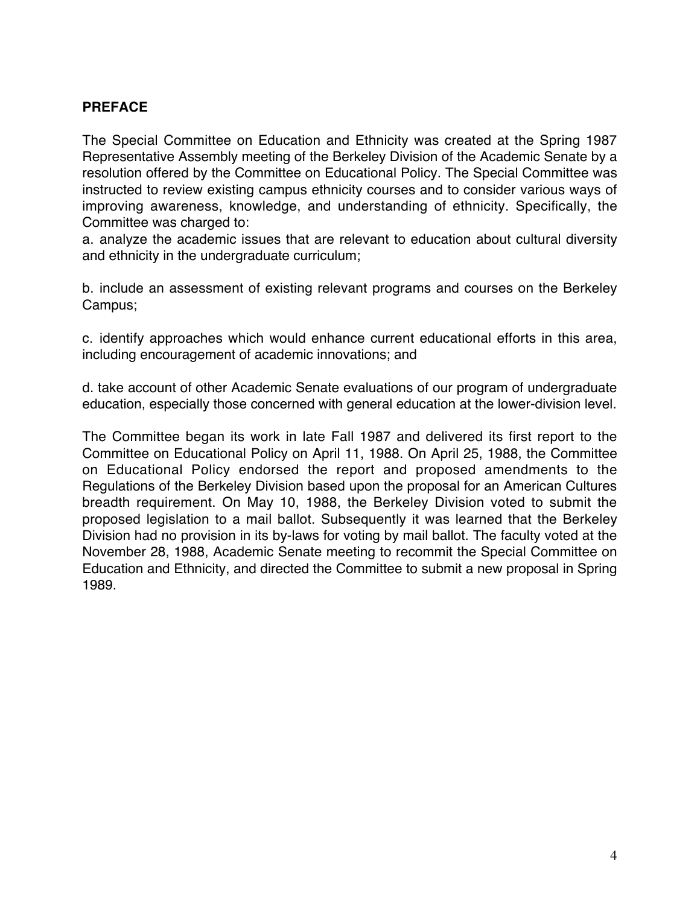## PREFACE

The Special Committee on Education and Ethnicity was created at the Spring 1987 Representative Assembly meeting of the Berkeley Division of the Academic Senate by a resolution offered by the Committee on Educational Policy. The Special Committee was instructed to review existing campus ethnicity courses and to consider various ways of improving awareness, knowledge, and understanding of ethnicity. Specifically, the Committee was charged to:

a. analyze the academic issues that are relevant to education about cultural diversity and ethnicity in the undergraduate curriculum;

b. include an assessment of existing relevant programs and courses on the Berkeley Campus;

c. identify approaches which would enhance current educational efforts in this area, including encouragement of academic innovations; and

d. take account of other Academic Senate evaluations of our program of undergraduate education, especially those concerned with general education at the lower-division level.

The Committee began its work in late Fall 1987 and delivered its first report to the Committee on Educational Policy on April 11, 1988. On April 25, 1988, the Committee on Educational Policy endorsed the report and proposed amendments to the Regulations of the Berkeley Division based upon the proposal for an American Cultures breadth requirement. On May 10, 1988, the Berkeley Division voted to submit the proposed legislation to a mail ballot. Subsequently it was learned that the Berkeley Division had no provision in its by-laws for voting by mail ballot. The faculty voted at the November 28, 1988, Academic Senate meeting to recommit the Special Committee on Education and Ethnicity, and directed the Committee to submit a new proposal in Spring 1989.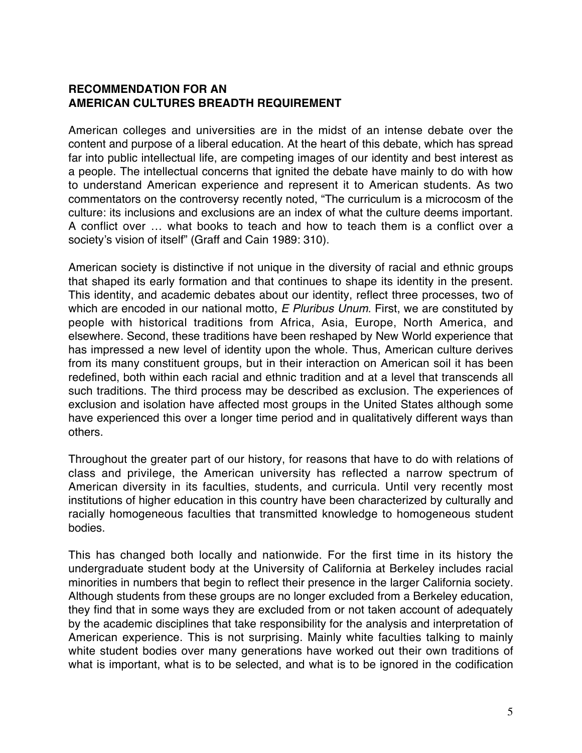## RECOMMENDATION FOR AN AMERICAN CULTURES BREADTH REQUIREMENT

American colleges and universities are in the midst of an intense debate over the content and purpose of a liberal education. At the heart of this debate, which has spread far into public intellectual life, are competing images of our identity and best interest as a people. The intellectual concerns that ignited the debate have mainly to do with how to understand American experience and represent it to American students. As two commentators on the controversy recently noted, "The curriculum is a microcosm of the culture: its inclusions and exclusions are an index of what the culture deems important. A conflict over … what books to teach and how to teach them is a conflict over a society's vision of itself" (Graff and Cain 1989: 310).

American society is distinctive if not unique in the diversity of racial and ethnic groups that shaped its early formation and that continues to shape its identity in the present. This identity, and academic debates about our identity, reflect three processes, two of which are encoded in our national motto, *E Pluribus Unum*. First, we are constituted by people with historical traditions from Africa, Asia, Europe, North America, and elsewhere. Second, these traditions have been reshaped by New World experience that has impressed a new level of identity upon the whole. Thus, American culture derives from its many constituent groups, but in their interaction on American soil it has been redefined, both within each racial and ethnic tradition and at a level that transcends all such traditions. The third process may be described as exclusion. The experiences of exclusion and isolation have affected most groups in the United States although some have experienced this over a longer time period and in qualitatively different ways than others.

Throughout the greater part of our history, for reasons that have to do with relations of class and privilege, the American university has reflected a narrow spectrum of American diversity in its faculties, students, and curricula. Until very recently most institutions of higher education in this country have been characterized by culturally and racially homogeneous faculties that transmitted knowledge to homogeneous student bodies.

This has changed both locally and nationwide. For the first time in its history the undergraduate student body at the University of California at Berkeley includes racial minorities in numbers that begin to reflect their presence in the larger California society. Although students from these groups are no longer excluded from a Berkeley education, they find that in some ways they are excluded from or not taken account of adequately by the academic disciplines that take responsibility for the analysis and interpretation of American experience. This is not surprising. Mainly white faculties talking to mainly white student bodies over many generations have worked out their own traditions of what is important, what is to be selected, and what is to be ignored in the codification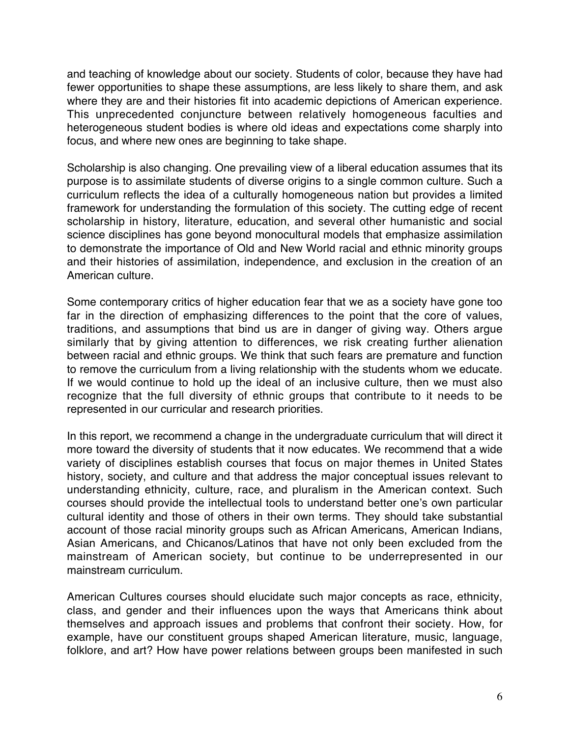and teaching of knowledge about our society. Students of color, because they have had fewer opportunities to shape these assumptions, are less likely to share them, and ask where they are and their histories fit into academic depictions of American experience. This unprecedented conjuncture between relatively homogeneous faculties and heterogeneous student bodies is where old ideas and expectations come sharply into focus, and where new ones are beginning to take shape.

Scholarship is also changing. One prevailing view of a liberal education assumes that its purpose is to assimilate students of diverse origins to a single common culture. Such a curriculum reflects the idea of a culturally homogeneous nation but provides a limited framework for understanding the formulation of this society. The cutting edge of recent scholarship in history, literature, education, and several other humanistic and social science disciplines has gone beyond monocultural models that emphasize assimilation to demonstrate the importance of Old and New World racial and ethnic minority groups and their histories of assimilation, independence, and exclusion in the creation of an American culture.

Some contemporary critics of higher education fear that we as a society have gone too far in the direction of emphasizing differences to the point that the core of values, traditions, and assumptions that bind us are in danger of giving way. Others argue similarly that by giving attention to differences, we risk creating further alienation between racial and ethnic groups. We think that such fears are premature and function to remove the curriculum from a living relationship with the students whom we educate. If we would continue to hold up the ideal of an inclusive culture, then we must also recognize that the full diversity of ethnic groups that contribute to it needs to be represented in our curricular and research priorities.

In this report, we recommend a change in the undergraduate curriculum that will direct it more toward the diversity of students that it now educates. We recommend that a wide variety of disciplines establish courses that focus on major themes in United States history, society, and culture and that address the major conceptual issues relevant to understanding ethnicity, culture, race, and pluralism in the American context. Such courses should provide the intellectual tools to understand better one's own particular cultural identity and those of others in their own terms. They should take substantial account of those racial minority groups such as African Americans, American Indians, Asian Americans, and Chicanos/Latinos that have not only been excluded from the mainstream of American society, but continue to be underrepresented in our mainstream curriculum.

American Cultures courses should elucidate such major concepts as race, ethnicity, class, and gender and their influences upon the ways that Americans think about themselves and approach issues and problems that confront their society. How, for example, have our constituent groups shaped American literature, music, language, folklore, and art? How have power relations between groups been manifested in such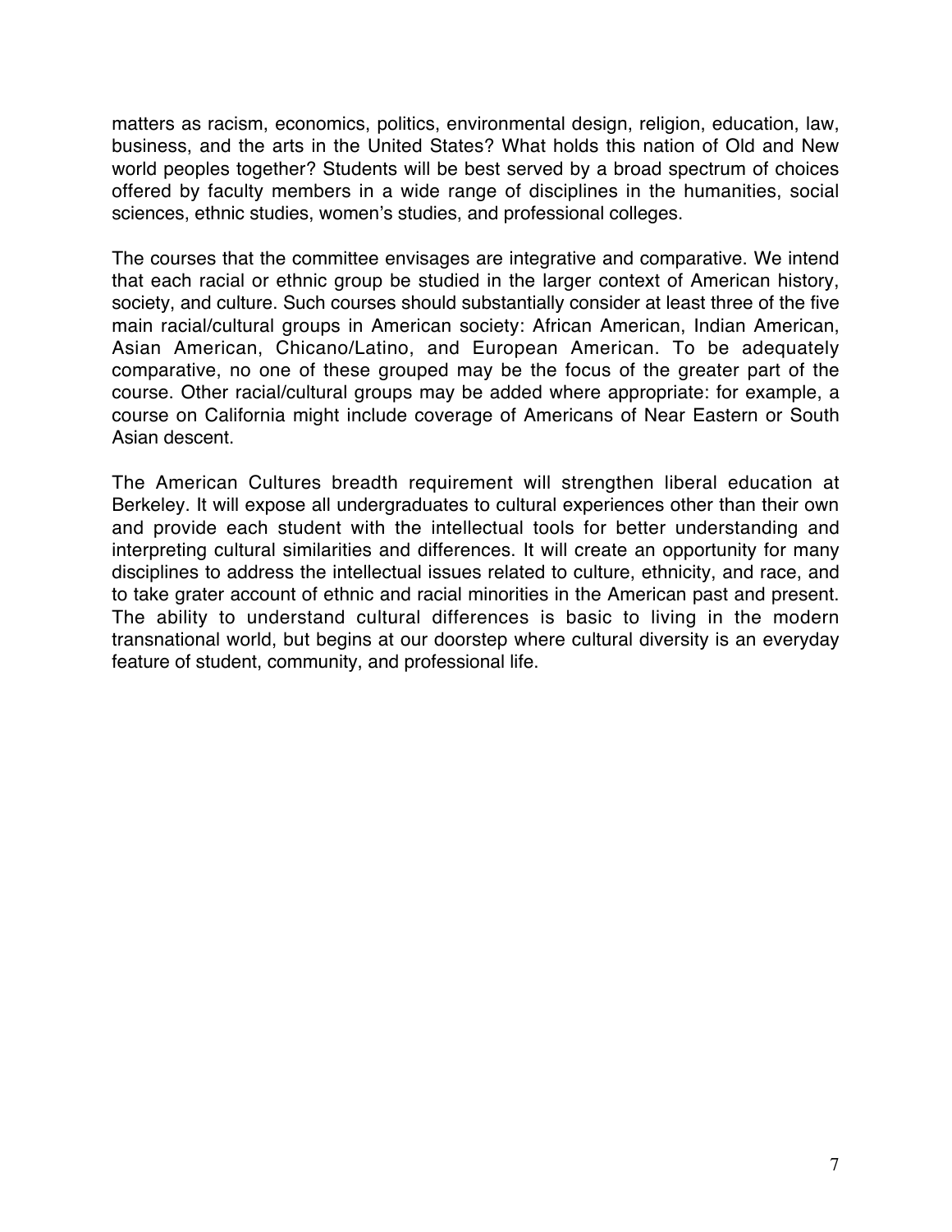matters as racism, economics, politics, environmental design, religion, education, law, business, and the arts in the United States? What holds this nation of Old and New world peoples together? Students will be best served by a broad spectrum of choices offered by faculty members in a wide range of disciplines in the humanities, social sciences, ethnic studies, women's studies, and professional colleges.

The courses that the committee envisages are integrative and comparative. We intend that each racial or ethnic group be studied in the larger context of American history, society, and culture. Such courses should substantially consider at least three of the five main racial/cultural groups in American society: African American, Indian American, Asian American, Chicano/Latino, and European American. To be adequately comparative, no one of these grouped may be the focus of the greater part of the course. Other racial/cultural groups may be added where appropriate: for example, a course on California might include coverage of Americans of Near Eastern or South Asian descent.

The American Cultures breadth requirement will strengthen liberal education at Berkeley. It will expose all undergraduates to cultural experiences other than their own and provide each student with the intellectual tools for better understanding and interpreting cultural similarities and differences. It will create an opportunity for many disciplines to address the intellectual issues related to culture, ethnicity, and race, and to take grater account of ethnic and racial minorities in the American past and present. The ability to understand cultural differences is basic to living in the modern transnational world, but begins at our doorstep where cultural diversity is an everyday feature of student, community, and professional life.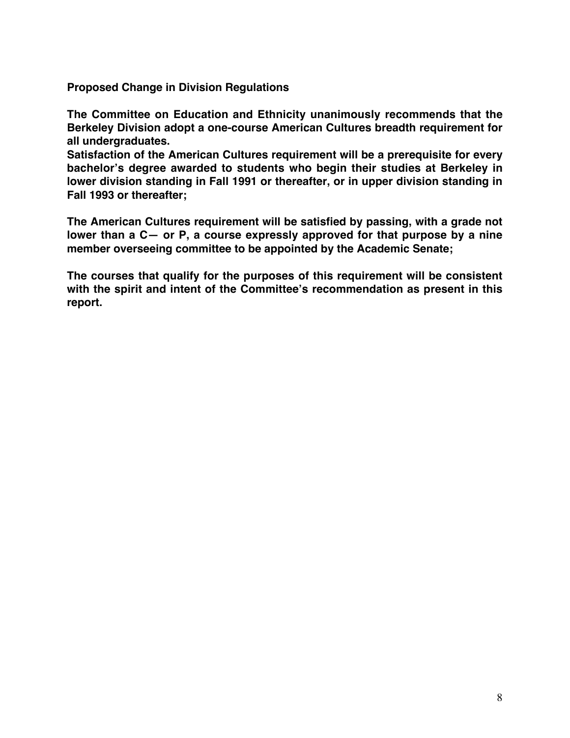**Proposed Change in Division Regulations**

**The Committee on Education and Ethnicity unanimously recommends that the Berkeley Division adopt a one-course American Cultures breadth requirement for all undergraduates.**
**Satisfaction of the American Cultures requirement will be a prerequisite for every bachelor's degree awarded to students who begin their studies at Berkeley in lower division standing in Fall 1991 or thereafter, or in upper division standing in Fall 1993 or thereafter;**

**The American Cultures requirement will be satisfied by passing, with a grade not lower than a C— or P, a course expressly approved for that purpose by a nine member overseeing committee to be appointed by the Academic Senate;**

**The courses that qualify for the purposes of this requirement will be consistent with the spirit and intent of the Committee's recommendation as present in this report.**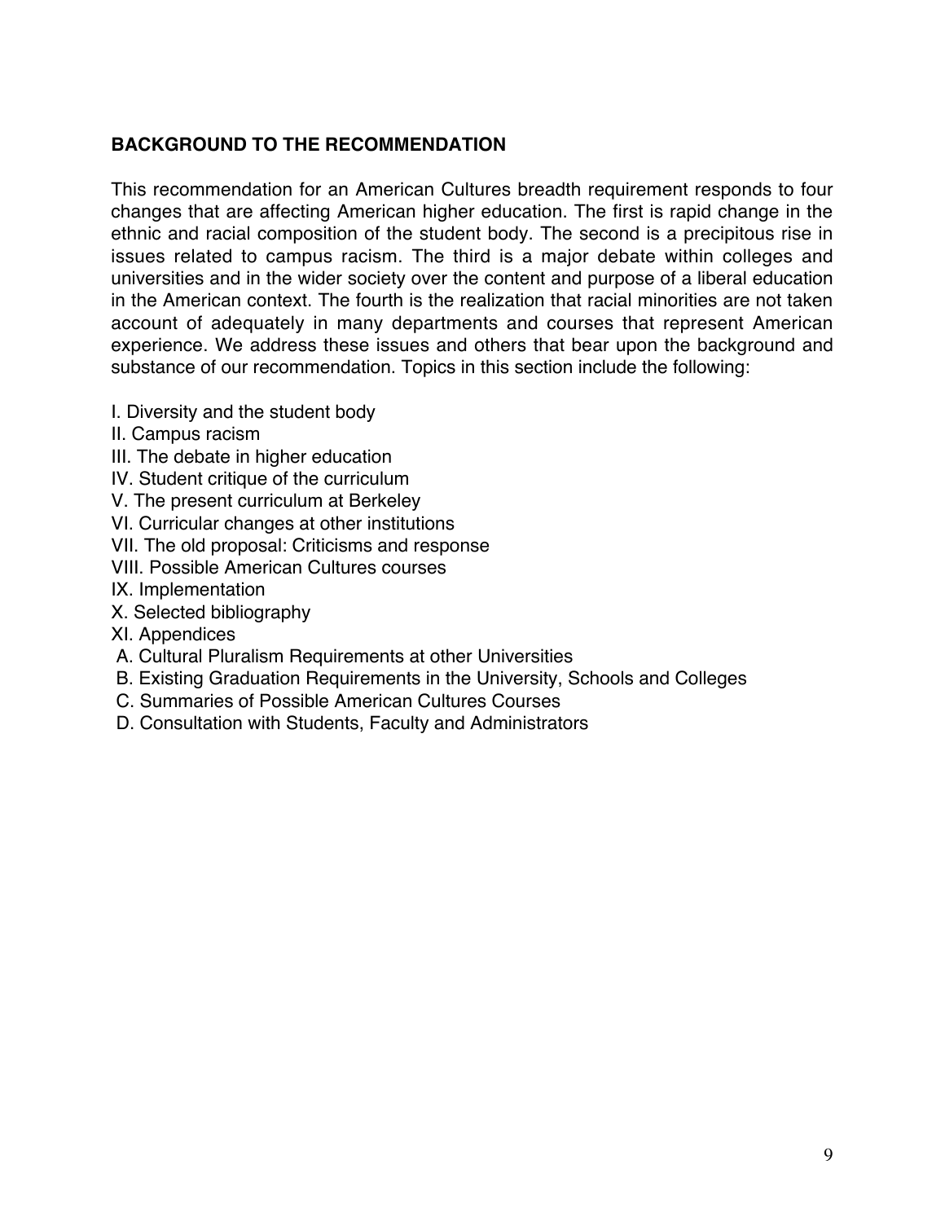## BACKGROUND TO THE RECOMMENDATION

This recommendation for an American Cultures breadth requirement responds to four changes that are affecting American higher education. The first is rapid change in the ethnic and racial composition of the student body. The second is a precipitous rise in issues related to campus racism. The third is a major debate within colleges and universities and in the wider society over the content and purpose of a liberal education in the American context. The fourth is the realization that racial minorities are not taken account of adequately in many departments and courses that represent American experience. We address these issues and others that bear upon the background and substance of our recommendation. Topics in this section include the following:

I. Diversity and the student body
II. Campus racism
III. The debate in higher education
IV. Student critique of the curriculum
V. The present curriculum at Berkeley
VI. Curricular changes at other institutions
VII. The old proposal: Criticisms and response
VIII. Possible American Cultures courses
IX. Implementation
X. Selected bibliography
XI. Appendices
 A. Cultural Pluralism Requirements at other Universities
 B. Existing Graduation Requirements in the University, Schools and Colleges
 C. Summaries of Possible American Cultures Courses
 D. Consultation with Students, Faculty and Administrators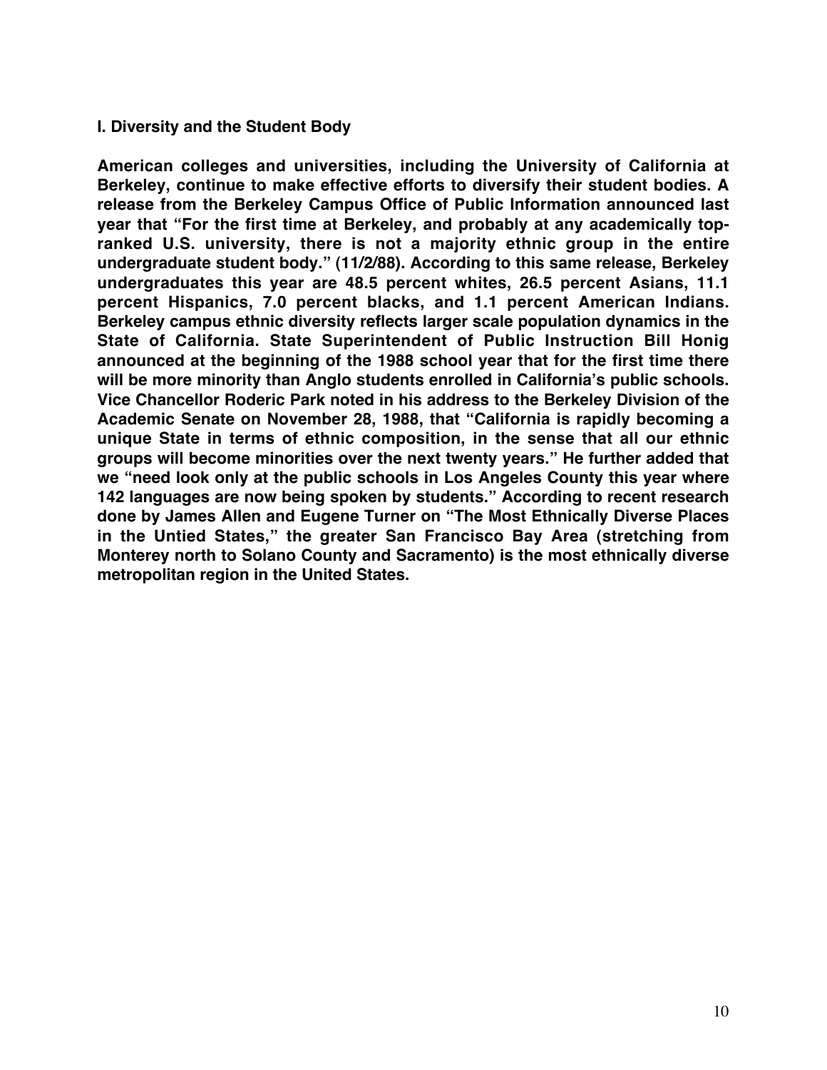## I. Diversity and the Student Body

**American colleges and universities, including the University of California at Berkeley, continue to make effective efforts to diversify their student bodies. A release from the Berkeley Campus Office of Public Information announced last year that "For the first time at Berkeley, and probably at any academically top-ranked U.S. university, there is not a majority ethnic group in the entire undergraduate student body." (11/2/88). According to this same release, Berkeley undergraduates this year are 48.5 percent whites, 26.5 percent Asians, 11.1 percent Hispanics, 7.0 percent blacks, and 1.1 percent American Indians. Berkeley campus ethnic diversity reflects larger scale population dynamics in the State of California. State Superintendent of Public Instruction Bill Honig announced at the beginning of the 1988 school year that for the first time there will be more minority than Anglo students enrolled in California's public schools. Vice Chancellor Roderic Park noted in his address to the Berkeley Division of the Academic Senate on November 28, 1988, that "California is rapidly becoming a unique State in terms of ethnic composition, in the sense that all our ethnic groups will become minorities over the next twenty years." He further added that we "need look only at the public schools in Los Angeles County this year where 142 languages are now being spoken by students." According to recent research done by James Allen and Eugene Turner on "The Most Ethnically Diverse Places in the Untied States," the greater San Francisco Bay Area (stretching from Monterey north to Solano County and Sacramento) is the most ethnically diverse metropolitan region in the United States.**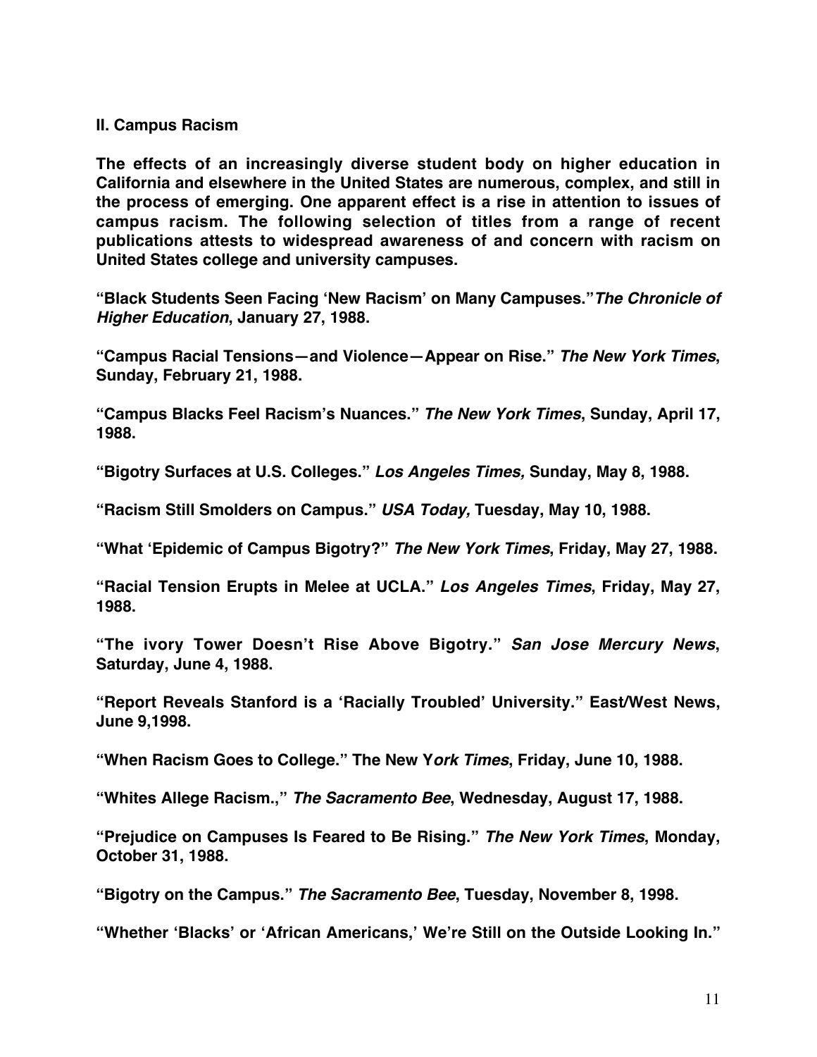**II. Campus Racism**

**The effects of an increasingly diverse student body on higher education in California and elsewhere in the United States are numerous, complex, and still in the process of emerging. One apparent effect is a rise in attention to issues of campus racism. The following selection of titles from a range of recent publications attests to widespread awareness of and concern with racism on United States college and university campuses.**

**"Black Students Seen Facing 'New Racism' on Many Campuses."*The Chronicle of Higher Education*, January 27, 1988.**

**"Campus Racial Tensions—and Violence—Appear on Rise." *The New York Times*, Sunday, February 21, 1988.**

**"Campus Blacks Feel Racism's Nuances." *The New York Times*, Sunday, April 17, 1988.**

**"Bigotry Surfaces at U.S. Colleges." *Los Angeles Times,* Sunday, May 8, 1988.**

**"Racism Still Smolders on Campus." *USA Today,* Tuesday, May 10, 1988.**

**"What 'Epidemic of Campus Bigotry?" *The New York Times*, Friday, May 27, 1988.**

**"Racial Tension Erupts in Melee at UCLA." *Los Angeles Times*, Friday, May 27, 1988.**

**"The ivory Tower Doesn't Rise Above Bigotry." *San Jose Mercury News*, Saturday, June 4, 1988.**

**"Report Reveals Stanford is a 'Racially Troubled' University." East/West News, June 9,1998.**

**"When Racism Goes to College." The New Y*ork Times*, Friday, June 10, 1988.**

**"Whites Allege Racism.," *The Sacramento Bee*, Wednesday, August 17, 1988.**

**"Prejudice on Campuses Is Feared to Be Rising." *The New York Times*, Monday, October 31, 1988.**

**"Bigotry on the Campus." *The Sacramento Bee*, Tuesday, November 8, 1998.**

**"Whether 'Blacks' or 'African Americans,' We're Still on the Outside Looking In."**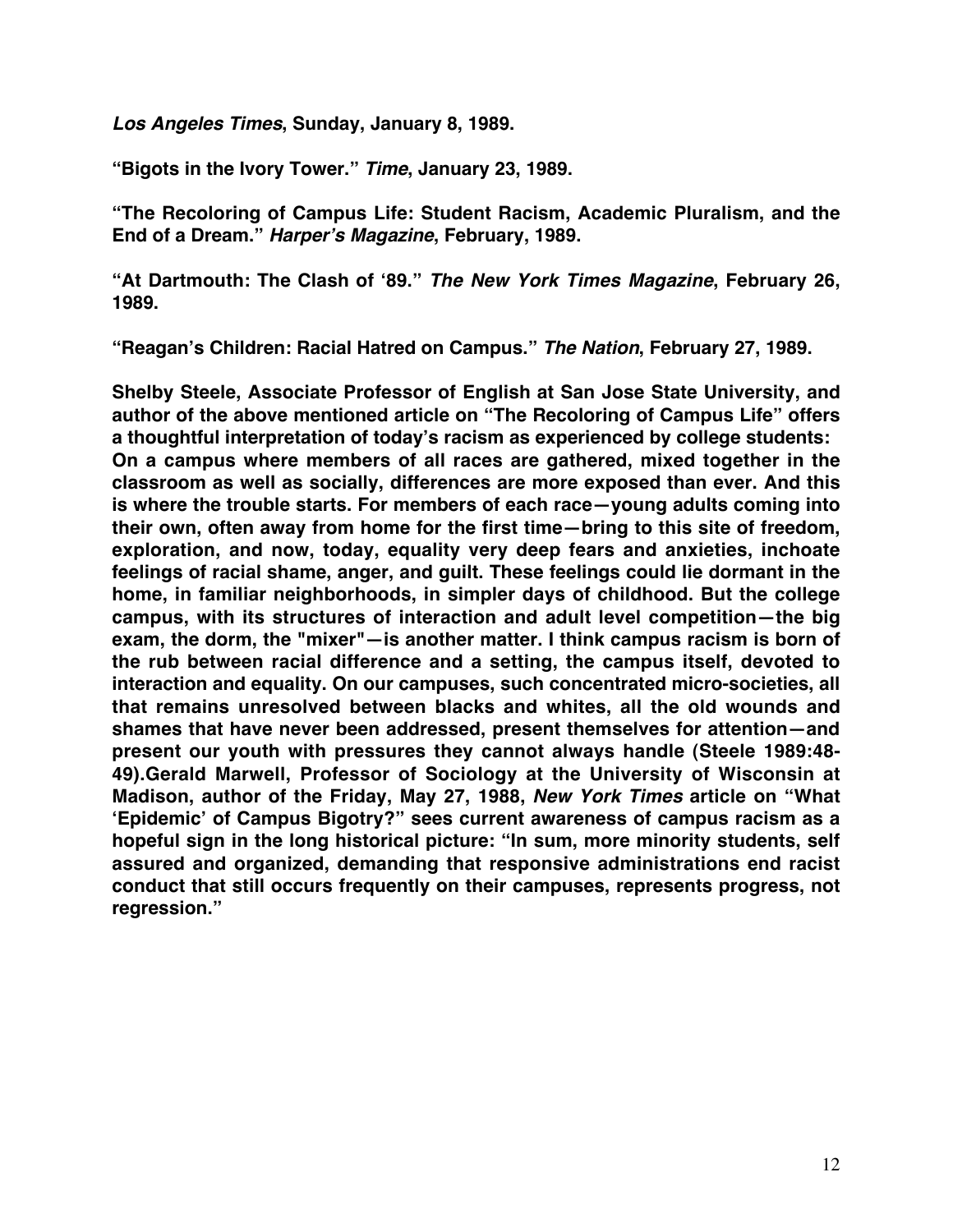***Los Angeles Times*, Sunday, January 8, 1989.**

**"Bigots in the Ivory Tower." *Time*, January 23, 1989.**

**"The Recoloring of Campus Life: Student Racism, Academic Pluralism, and the End of a Dream." *Harper's Magazine*, February, 1989.**

**"At Dartmouth: The Clash of '89." *The New York Times Magazine*, February 26, 1989.**

**"Reagan's Children: Racial Hatred on Campus." *The Nation*, February 27, 1989.**

**Shelby Steele, Associate Professor of English at San Jose State University, and author of the above mentioned article on "The Recoloring of Campus Life" offers a thoughtful interpretation of today's racism as experienced by college students: On a campus where members of all races are gathered, mixed together in the classroom as well as socially, differences are more exposed than ever. And this is where the trouble starts. For members of each race—young adults coming into their own, often away from home for the first time—bring to this site of freedom, exploration, and now, today, equality very deep fears and anxieties, inchoate feelings of racial shame, anger, and guilt. These feelings could lie dormant in the home, in familiar neighborhoods, in simpler days of childhood. But the college campus, with its structures of interaction and adult level competition—the big exam, the dorm, the "mixer"—is another matter. I think campus racism is born of the rub between racial difference and a setting, the campus itself, devoted to interaction and equality. On our campuses, such concentrated micro-societies, all that remains unresolved between blacks and whites, all the old wounds and shames that have never been addressed, present themselves for attention—and present our youth with pressures they cannot always handle (Steele 1989:48-49).Gerald Marwell, Professor of Sociology at the University of Wisconsin at Madison, author of the Friday, May 27, 1988, *New York Times* article on "What 'Epidemic' of Campus Bigotry?" sees current awareness of campus racism as a hopeful sign in the long historical picture: "In sum, more minority students, self assured and organized, demanding that responsive administrations end racist conduct that still occurs frequently on their campuses, represents progress, not regression."**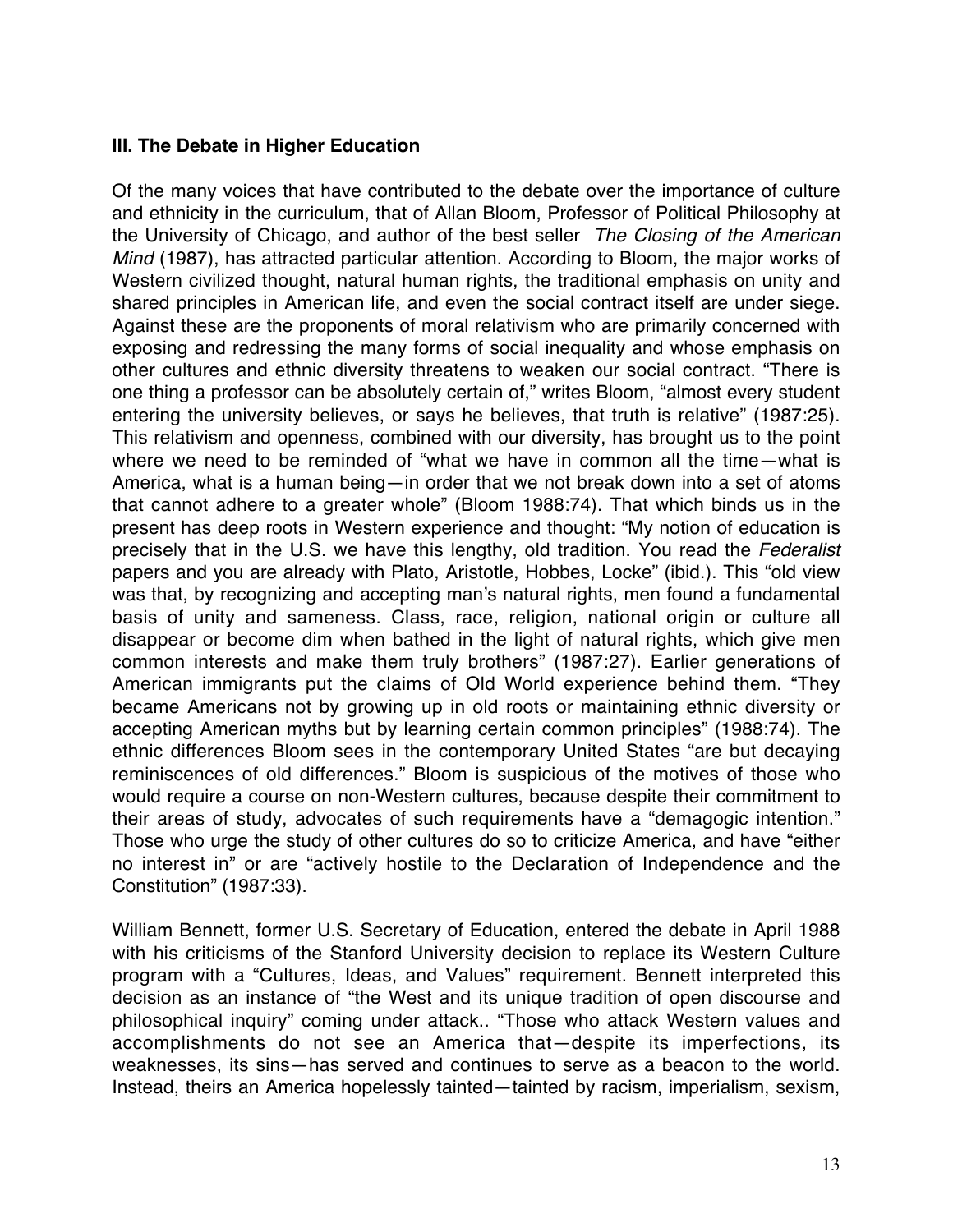### III. The Debate in Higher Education

Of the many voices that have contributed to the debate over the importance of culture and ethnicity in the curriculum, that of Allan Bloom, Professor of Political Philosophy at the University of Chicago, and author of the best seller *The Closing of the American Mind* (1987), has attracted particular attention. According to Bloom, the major works of Western civilized thought, natural human rights, the traditional emphasis on unity and shared principles in American life, and even the social contract itself are under siege. Against these are the proponents of moral relativism who are primarily concerned with exposing and redressing the many forms of social inequality and whose emphasis on other cultures and ethnic diversity threatens to weaken our social contract. "There is one thing a professor can be absolutely certain of," writes Bloom, "almost every student entering the university believes, or says he believes, that truth is relative" (1987:25). This relativism and openness, combined with our diversity, has brought us to the point where we need to be reminded of "what we have in common all the time—what is America, what is a human being—in order that we not break down into a set of atoms that cannot adhere to a greater whole" (Bloom 1988:74). That which binds us in the present has deep roots in Western experience and thought: "My notion of education is precisely that in the U.S. we have this lengthy, old tradition. You read the *Federalist* papers and you are already with Plato, Aristotle, Hobbes, Locke" (ibid.). This "old view was that, by recognizing and accepting man's natural rights, men found a fundamental basis of unity and sameness. Class, race, religion, national origin or culture all disappear or become dim when bathed in the light of natural rights, which give men common interests and make them truly brothers" (1987:27). Earlier generations of American immigrants put the claims of Old World experience behind them. "They became Americans not by growing up in old roots or maintaining ethnic diversity or accepting American myths but by learning certain common principles" (1988:74). The ethnic differences Bloom sees in the contemporary United States "are but decaying reminiscences of old differences." Bloom is suspicious of the motives of those who would require a course on non-Western cultures, because despite their commitment to their areas of study, advocates of such requirements have a "demagogic intention." Those who urge the study of other cultures do so to criticize America, and have "either no interest in" or are "actively hostile to the Declaration of Independence and the Constitution" (1987:33).

William Bennett, former U.S. Secretary of Education, entered the debate in April 1988 with his criticisms of the Stanford University decision to replace its Western Culture program with a "Cultures, Ideas, and Values" requirement. Bennett interpreted this decision as an instance of "the West and its unique tradition of open discourse and philosophical inquiry" coming under attack.. "Those who attack Western values and accomplishments do not see an America that—despite its imperfections, its weaknesses, its sins—has served and continues to serve as a beacon to the world. Instead, theirs an America hopelessly tainted—tainted by racism, imperialism, sexism,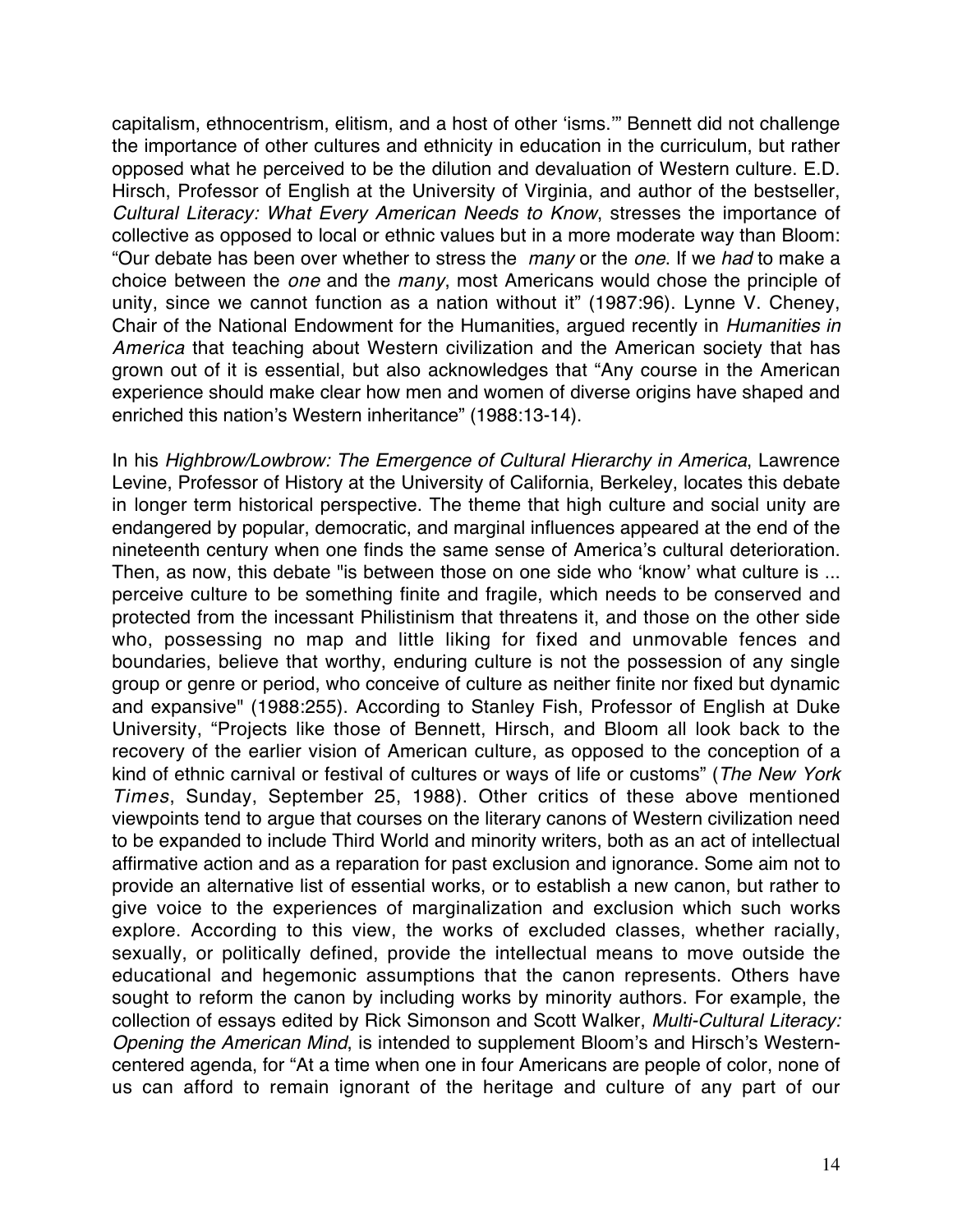capitalism, ethnocentrism, elitism, and a host of other 'isms.'" Bennett did not challenge the importance of other cultures and ethnicity in education in the curriculum, but rather opposed what he perceived to be the dilution and devaluation of Western culture. E.D. Hirsch, Professor of English at the University of Virginia, and author of the bestseller, *Cultural Literacy: What Every American Needs to Know*, stresses the importance of collective as opposed to local or ethnic values but in a more moderate way than Bloom: "Our debate has been over whether to stress the *many* or the *one*. If we *had* to make a choice between the *one* and the *many*, most Americans would chose the principle of unity, since we cannot function as a nation without it" (1987:96). Lynne V. Cheney, Chair of the National Endowment for the Humanities, argued recently in *Humanities in America* that teaching about Western civilization and the American society that has grown out of it is essential, but also acknowledges that "Any course in the American experience should make clear how men and women of diverse origins have shaped and enriched this nation's Western inheritance" (1988:13-14).

In his *Highbrow/Lowbrow: The Emergence of Cultural Hierarchy in America*, Lawrence Levine, Professor of History at the University of California, Berkeley, locates this debate in longer term historical perspective. The theme that high culture and social unity are endangered by popular, democratic, and marginal influences appeared at the end of the nineteenth century when one finds the same sense of America's cultural deterioration. Then, as now, this debate "is between those on one side who 'know' what culture is ... perceive culture to be something finite and fragile, which needs to be conserved and protected from the incessant Philistinism that threatens it, and those on the other side who, possessing no map and little liking for fixed and unmovable fences and boundaries, believe that worthy, enduring culture is not the possession of any single group or genre or period, who conceive of culture as neither finite nor fixed but dynamic and expansive" (1988:255). According to Stanley Fish, Professor of English at Duke University, "Projects like those of Bennett, Hirsch, and Bloom all look back to the recovery of the earlier vision of American culture, as opposed to the conception of a kind of ethnic carnival or festival of cultures or ways of life or customs" (*The New York Times*, Sunday, September 25, 1988). Other critics of these above mentioned viewpoints tend to argue that courses on the literary canons of Western civilization need to be expanded to include Third World and minority writers, both as an act of intellectual affirmative action and as a reparation for past exclusion and ignorance. Some aim not to provide an alternative list of essential works, or to establish a new canon, but rather to give voice to the experiences of marginalization and exclusion which such works explore. According to this view, the works of excluded classes, whether racially, sexually, or politically defined, provide the intellectual means to move outside the educational and hegemonic assumptions that the canon represents. Others have sought to reform the canon by including works by minority authors. For example, the collection of essays edited by Rick Simonson and Scott Walker, *Multi-Cultural Literacy: Opening the American Mind*, is intended to supplement Bloom's and Hirsch's Western-centered agenda, for "At a time when one in four Americans are people of color, none of us can afford to remain ignorant of the heritage and culture of any part of our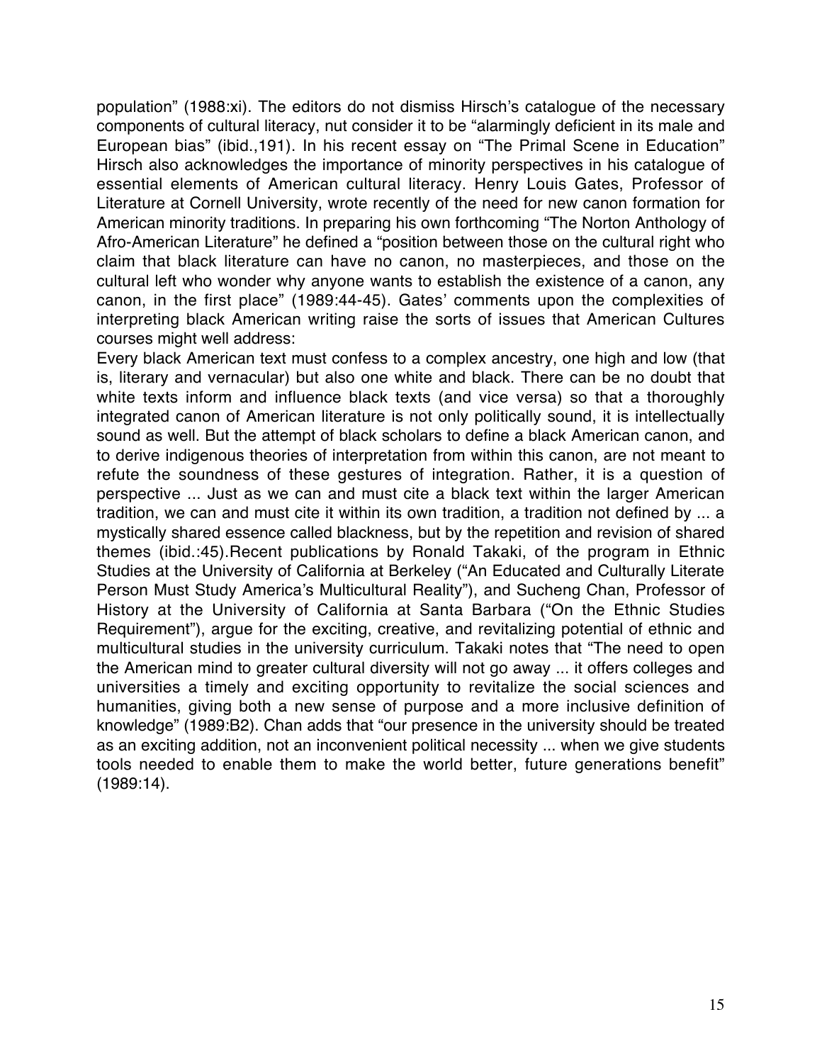population" (1988:xi). The editors do not dismiss Hirsch's catalogue of the necessary components of cultural literacy, nut consider it to be "alarmingly deficient in its male and European bias" (ibid.,191). In his recent essay on "The Primal Scene in Education" Hirsch also acknowledges the importance of minority perspectives in his catalogue of essential elements of American cultural literacy. Henry Louis Gates, Professor of Literature at Cornell University, wrote recently of the need for new canon formation for American minority traditions. In preparing his own forthcoming "The Norton Anthology of Afro-American Literature" he defined a "position between those on the cultural right who claim that black literature can have no canon, no masterpieces, and those on the cultural left who wonder why anyone wants to establish the existence of a canon, any canon, in the first place" (1989:44-45). Gates' comments upon the complexities of interpreting black American writing raise the sorts of issues that American Cultures courses might well address:

Every black American text must confess to a complex ancestry, one high and low (that is, literary and vernacular) but also one white and black. There can be no doubt that white texts inform and influence black texts (and vice versa) so that a thoroughly integrated canon of American literature is not only politically sound, it is intellectually sound as well. But the attempt of black scholars to define a black American canon, and to derive indigenous theories of interpretation from within this canon, are not meant to refute the soundness of these gestures of integration. Rather, it is a question of perspective ... Just as we can and must cite a black text within the larger American tradition, we can and must cite it within its own tradition, a tradition not defined by ... a mystically shared essence called blackness, but by the repetition and revision of shared themes (ibid.:45).Recent publications by Ronald Takaki, of the program in Ethnic Studies at the University of California at Berkeley ("An Educated and Culturally Literate Person Must Study America's Multicultural Reality"), and Sucheng Chan, Professor of History at the University of California at Santa Barbara ("On the Ethnic Studies Requirement"), argue for the exciting, creative, and revitalizing potential of ethnic and multicultural studies in the university curriculum. Takaki notes that "The need to open the American mind to greater cultural diversity will not go away ... it offers colleges and universities a timely and exciting opportunity to revitalize the social sciences and humanities, giving both a new sense of purpose and a more inclusive definition of knowledge" (1989:B2). Chan adds that "our presence in the university should be treated as an exciting addition, not an inconvenient political necessity ... when we give students tools needed to enable them to make the world better, future generations benefit" (1989:14).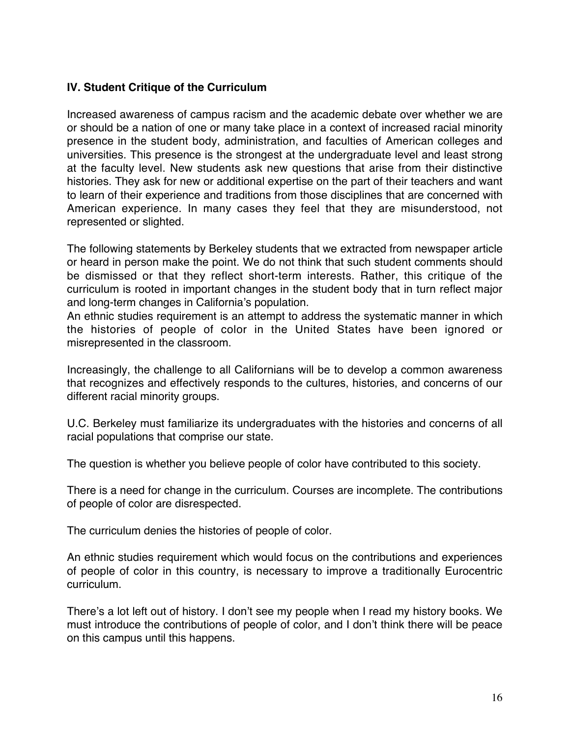### IV. Student Critique of the Curriculum

Increased awareness of campus racism and the academic debate over whether we are or should be a nation of one or many take place in a context of increased racial minority presence in the student body, administration, and faculties of American colleges and universities. This presence is the strongest at the undergraduate level and least strong at the faculty level. New students ask new questions that arise from their distinctive histories. They ask for new or additional expertise on the part of their teachers and want to learn of their experience and traditions from those disciplines that are concerned with American experience. In many cases they feel that they are misunderstood, not represented or slighted.

The following statements by Berkeley students that we extracted from newspaper article or heard in person make the point. We do not think that such student comments should be dismissed or that they reflect short-term interests. Rather, this critique of the curriculum is rooted in important changes in the student body that in turn reflect major and long-term changes in California's population.
An ethnic studies requirement is an attempt to address the systematic manner in which the histories of people of color in the United States have been ignored or misrepresented in the classroom.

Increasingly, the challenge to all Californians will be to develop a common awareness that recognizes and effectively responds to the cultures, histories, and concerns of our different racial minority groups.

U.C. Berkeley must familiarize its undergraduates with the histories and concerns of all racial populations that comprise our state.

The question is whether you believe people of color have contributed to this society.

There is a need for change in the curriculum. Courses are incomplete. The contributions of people of color are disrespected.

The curriculum denies the histories of people of color.

An ethnic studies requirement which would focus on the contributions and experiences of people of color in this country, is necessary to improve a traditionally Eurocentric curriculum.

There's a lot left out of history. I don't see my people when I read my history books. We must introduce the contributions of people of color, and I don't think there will be peace on this campus until this happens.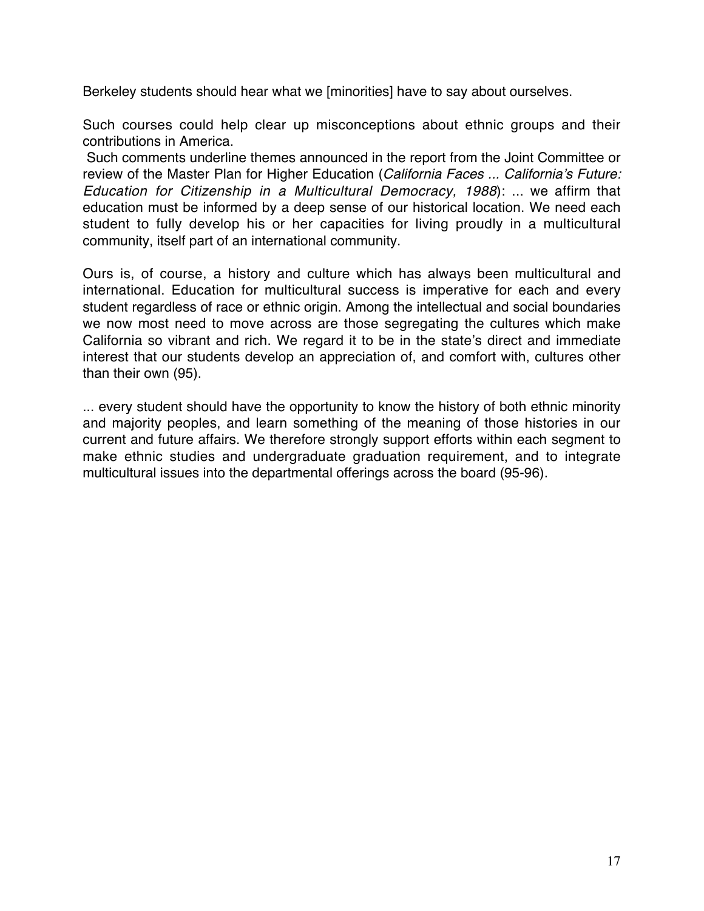Berkeley students should hear what we [minorities] have to say about ourselves.

Such courses could help clear up misconceptions about ethnic groups and their contributions in America.

Such comments underline themes announced in the report from the Joint Committee or review of the Master Plan for Higher Education (*California Faces ... California's Future: Education for Citizenship in a Multicultural Democracy, 1988*): ... we affirm that education must be informed by a deep sense of our historical location. We need each student to fully develop his or her capacities for living proudly in a multicultural community, itself part of an international community.

Ours is, of course, a history and culture which has always been multicultural and international. Education for multicultural success is imperative for each and every student regardless of race or ethnic origin. Among the intellectual and social boundaries we now most need to move across are those segregating the cultures which make California so vibrant and rich. We regard it to be in the state's direct and immediate interest that our students develop an appreciation of, and comfort with, cultures other than their own (95).

... every student should have the opportunity to know the history of both ethnic minority and majority peoples, and learn something of the meaning of those histories in our current and future affairs. We therefore strongly support efforts within each segment to make ethnic studies and undergraduate graduation requirement, and to integrate multicultural issues into the departmental offerings across the board (95-96).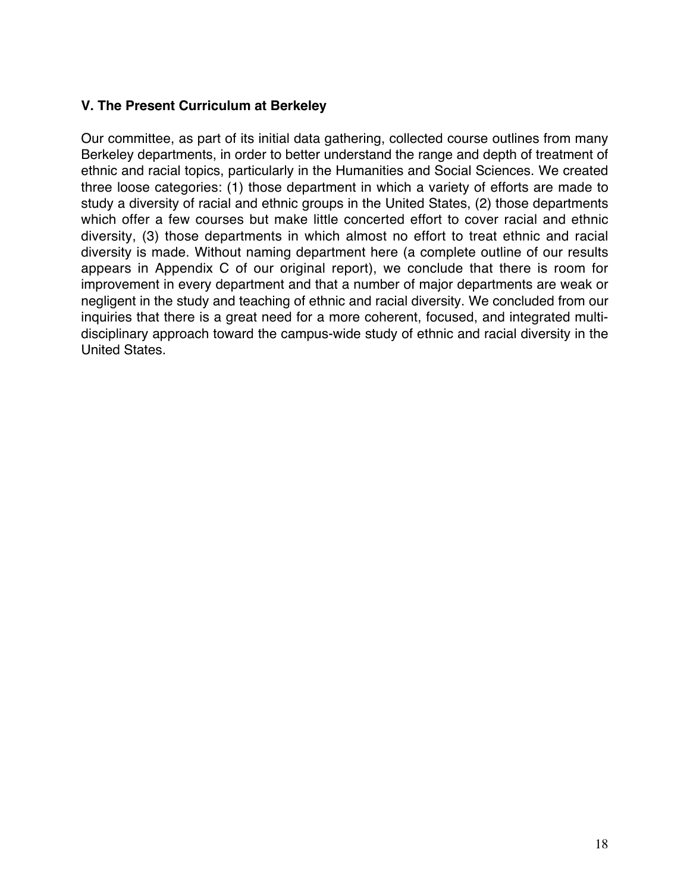### V. The Present Curriculum at Berkeley

Our committee, as part of its initial data gathering, collected course outlines from many Berkeley departments, in order to better understand the range and depth of treatment of ethnic and racial topics, particularly in the Humanities and Social Sciences. We created three loose categories: (1) those department in which a variety of efforts are made to study a diversity of racial and ethnic groups in the United States, (2) those departments which offer a few courses but make little concerted effort to cover racial and ethnic diversity, (3) those departments in which almost no effort to treat ethnic and racial diversity is made. Without naming department here (a complete outline of our results appears in Appendix C of our original report), we conclude that there is room for improvement in every department and that a number of major departments are weak or negligent in the study and teaching of ethnic and racial diversity. We concluded from our inquiries that there is a great need for a more coherent, focused, and integrated multi-disciplinary approach toward the campus-wide study of ethnic and racial diversity in the United States.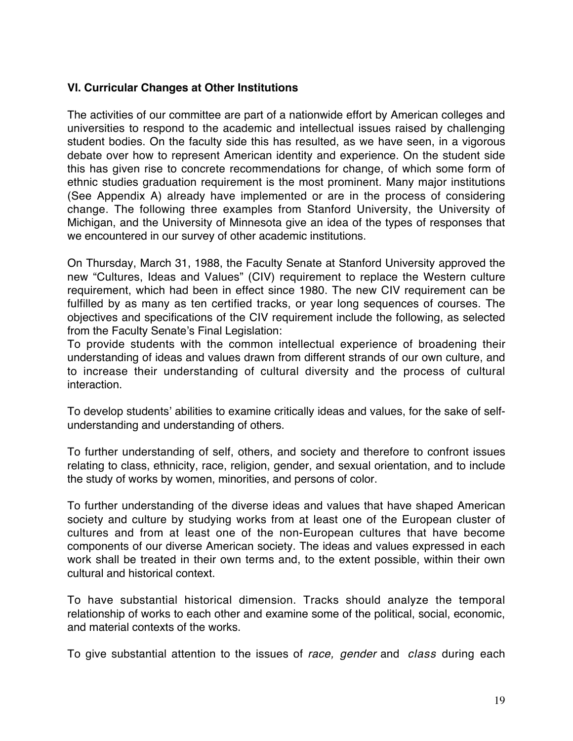### VI. Curricular Changes at Other Institutions

The activities of our committee are part of a nationwide effort by American colleges and universities to respond to the academic and intellectual issues raised by challenging student bodies. On the faculty side this has resulted, as we have seen, in a vigorous debate over how to represent American identity and experience. On the student side this has given rise to concrete recommendations for change, of which some form of ethnic studies graduation requirement is the most prominent. Many major institutions (See Appendix A) already have implemented or are in the process of considering change. The following three examples from Stanford University, the University of Michigan, and the University of Minnesota give an idea of the types of responses that we encountered in our survey of other academic institutions.

On Thursday, March 31, 1988, the Faculty Senate at Stanford University approved the new "Cultures, Ideas and Values" (CIV) requirement to replace the Western culture requirement, which had been in effect since 1980. The new CIV requirement can be fulfilled by as many as ten certified tracks, or year long sequences of courses. The objectives and specifications of the CIV requirement include the following, as selected from the Faculty Senate's Final Legislation:

To provide students with the common intellectual experience of broadening their understanding of ideas and values drawn from different strands of our own culture, and to increase their understanding of cultural diversity and the process of cultural interaction.

To develop students' abilities to examine critically ideas and values, for the sake of self-understanding and understanding of others.

To further understanding of self, others, and society and therefore to confront issues relating to class, ethnicity, race, religion, gender, and sexual orientation, and to include the study of works by women, minorities, and persons of color.

To further understanding of the diverse ideas and values that have shaped American society and culture by studying works from at least one of the European cluster of cultures and from at least one of the non-European cultures that have become components of our diverse American society. The ideas and values expressed in each work shall be treated in their own terms and, to the extent possible, within their own cultural and historical context.

To have substantial historical dimension. Tracks should analyze the temporal relationship of works to each other and examine some of the political, social, economic, and material contexts of the works.

To give substantial attention to the issues of *race, gender* and *class* during each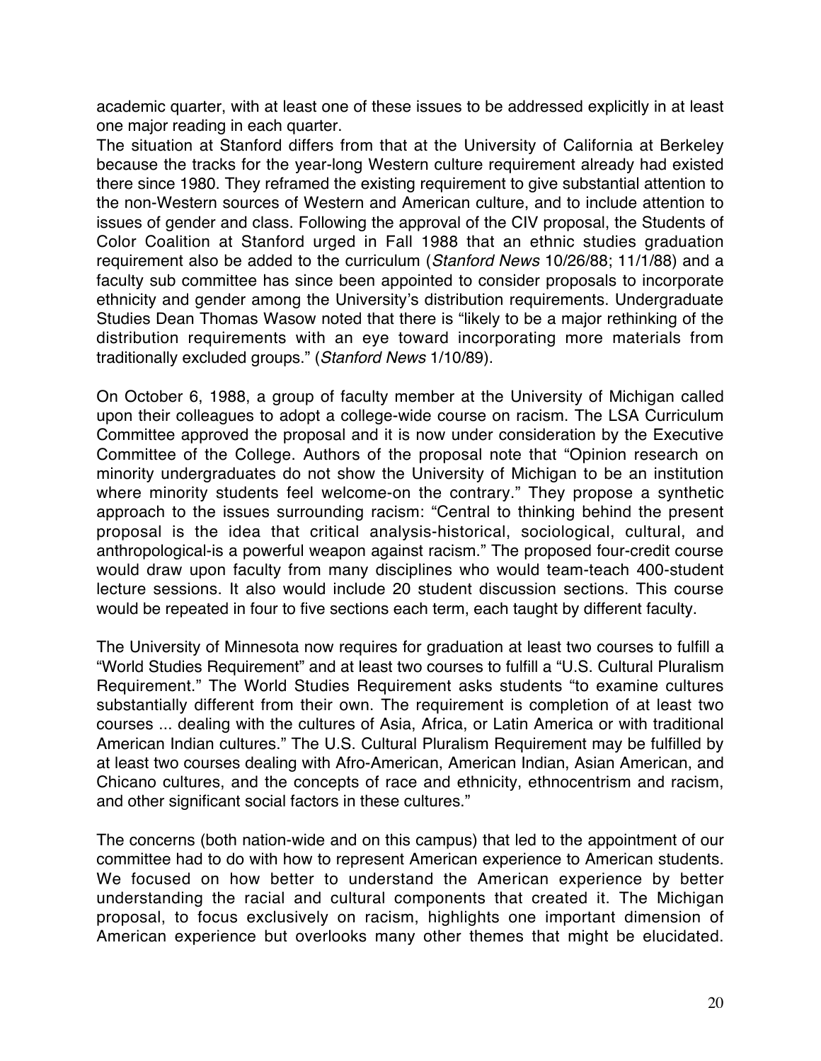academic quarter, with at least one of these issues to be addressed explicitly in at least one major reading in each quarter.
The situation at Stanford differs from that at the University of California at Berkeley because the tracks for the year-long Western culture requirement already had existed there since 1980. They reframed the existing requirement to give substantial attention to the non-Western sources of Western and American culture, and to include attention to issues of gender and class. Following the approval of the CIV proposal, the Students of Color Coalition at Stanford urged in Fall 1988 that an ethnic studies graduation requirement also be added to the curriculum (*Stanford News* 10/26/88; 11/1/88) and a faculty sub committee has since been appointed to consider proposals to incorporate ethnicity and gender among the University's distribution requirements. Undergraduate Studies Dean Thomas Wasow noted that there is "likely to be a major rethinking of the distribution requirements with an eye toward incorporating more materials from traditionally excluded groups." (*Stanford News* 1/10/89).

On October 6, 1988, a group of faculty member at the University of Michigan called upon their colleagues to adopt a college-wide course on racism. The LSA Curriculum Committee approved the proposal and it is now under consideration by the Executive Committee of the College. Authors of the proposal note that "Opinion research on minority undergraduates do not show the University of Michigan to be an institution where minority students feel welcome-on the contrary." They propose a synthetic approach to the issues surrounding racism: "Central to thinking behind the present proposal is the idea that critical analysis-historical, sociological, cultural, and anthropological-is a powerful weapon against racism." The proposed four-credit course would draw upon faculty from many disciplines who would team-teach 400-student lecture sessions. It also would include 20 student discussion sections. This course would be repeated in four to five sections each term, each taught by different faculty.

The University of Minnesota now requires for graduation at least two courses to fulfill a "World Studies Requirement" and at least two courses to fulfill a "U.S. Cultural Pluralism Requirement." The World Studies Requirement asks students "to examine cultures substantially different from their own. The requirement is completion of at least two courses ... dealing with the cultures of Asia, Africa, or Latin America or with traditional American Indian cultures." The U.S. Cultural Pluralism Requirement may be fulfilled by at least two courses dealing with Afro-American, American Indian, Asian American, and Chicano cultures, and the concepts of race and ethnicity, ethnocentrism and racism, and other significant social factors in these cultures."

The concerns (both nation-wide and on this campus) that led to the appointment of our committee had to do with how to represent American experience to American students. We focused on how better to understand the American experience by better understanding the racial and cultural components that created it. The Michigan proposal, to focus exclusively on racism, highlights one important dimension of American experience but overlooks many other themes that might be elucidated.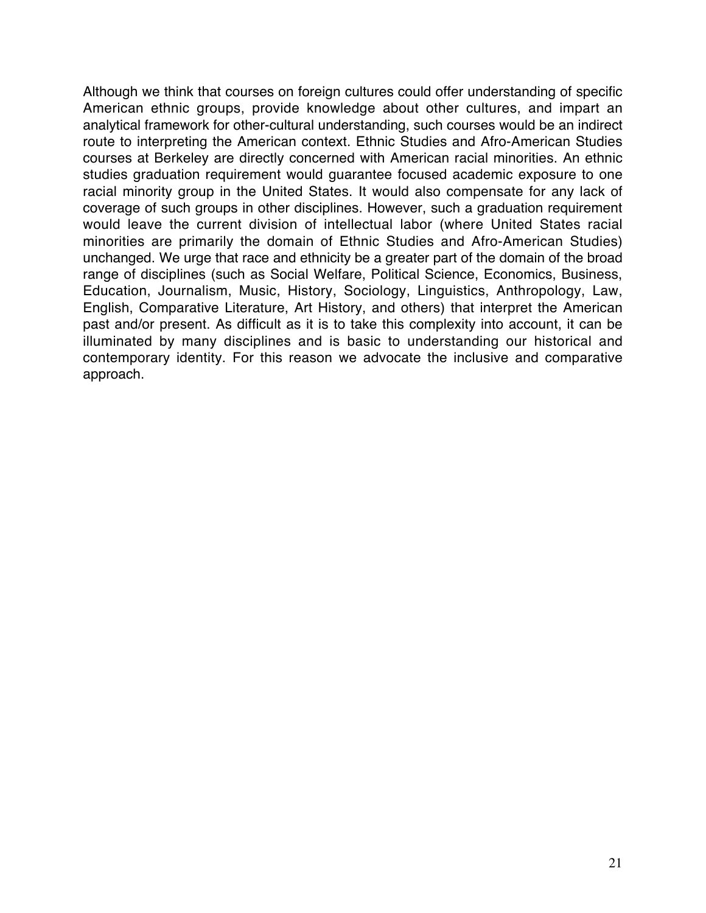Although we think that courses on foreign cultures could offer understanding of specific American ethnic groups, provide knowledge about other cultures, and impart an analytical framework for other-cultural understanding, such courses would be an indirect route to interpreting the American context. Ethnic Studies and Afro-American Studies courses at Berkeley are directly concerned with American racial minorities. An ethnic studies graduation requirement would guarantee focused academic exposure to one racial minority group in the United States. It would also compensate for any lack of coverage of such groups in other disciplines. However, such a graduation requirement would leave the current division of intellectual labor (where United States racial minorities are primarily the domain of Ethnic Studies and Afro-American Studies) unchanged. We urge that race and ethnicity be a greater part of the domain of the broad range of disciplines (such as Social Welfare, Political Science, Economics, Business, Education, Journalism, Music, History, Sociology, Linguistics, Anthropology, Law, English, Comparative Literature, Art History, and others) that interpret the American past and/or present. As difficult as it is to take this complexity into account, it can be illuminated by many disciplines and is basic to understanding our historical and contemporary identity. For this reason we advocate the inclusive and comparative approach.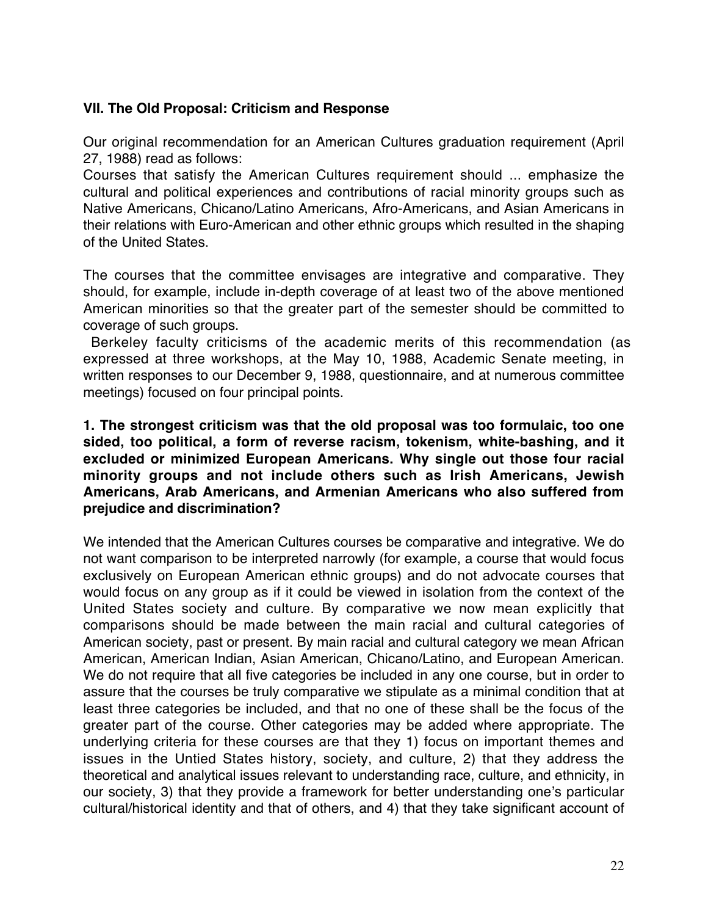**VII. The Old Proposal: Criticism and Response**

Our original recommendation for an American Cultures graduation requirement (April 27, 1988) read as follows:
Courses that satisfy the American Cultures requirement should ... emphasize the cultural and political experiences and contributions of racial minority groups such as Native Americans, Chicano/Latino Americans, Afro-Americans, and Asian Americans in their relations with Euro-American and other ethnic groups which resulted in the shaping of the United States.

The courses that the committee envisages are integrative and comparative. They should, for example, include in-depth coverage of at least two of the above mentioned American minorities so that the greater part of the semester should be committed to coverage of such groups.

Berkeley faculty criticisms of the academic merits of this recommendation (as expressed at three workshops, at the May 10, 1988, Academic Senate meeting, in written responses to our December 9, 1988, questionnaire, and at numerous committee meetings) focused on four principal points.

**1. The strongest criticism was that the old proposal was too formulaic, too one sided, too political, a form of reverse racism, tokenism, white-bashing, and it excluded or minimized European Americans. Why single out those four racial minority groups and not include others such as Irish Americans, Jewish Americans, Arab Americans, and Armenian Americans who also suffered from prejudice and discrimination?**

We intended that the American Cultures courses be comparative and integrative. We do not want comparison to be interpreted narrowly (for example, a course that would focus exclusively on European American ethnic groups) and do not advocate courses that would focus on any group as if it could be viewed in isolation from the context of the United States society and culture. By comparative we now mean explicitly that comparisons should be made between the main racial and cultural categories of American society, past or present. By main racial and cultural category we mean African American, American Indian, Asian American, Chicano/Latino, and European American. We do not require that all five categories be included in any one course, but in order to assure that the courses be truly comparative we stipulate as a minimal condition that at least three categories be included, and that no one of these shall be the focus of the greater part of the course. Other categories may be added where appropriate. The underlying criteria for these courses are that they 1) focus on important themes and issues in the Untied States history, society, and culture, 2) that they address the theoretical and analytical issues relevant to understanding race, culture, and ethnicity, in our society, 3) that they provide a framework for better understanding one's particular cultural/historical identity and that of others, and 4) that they take significant account of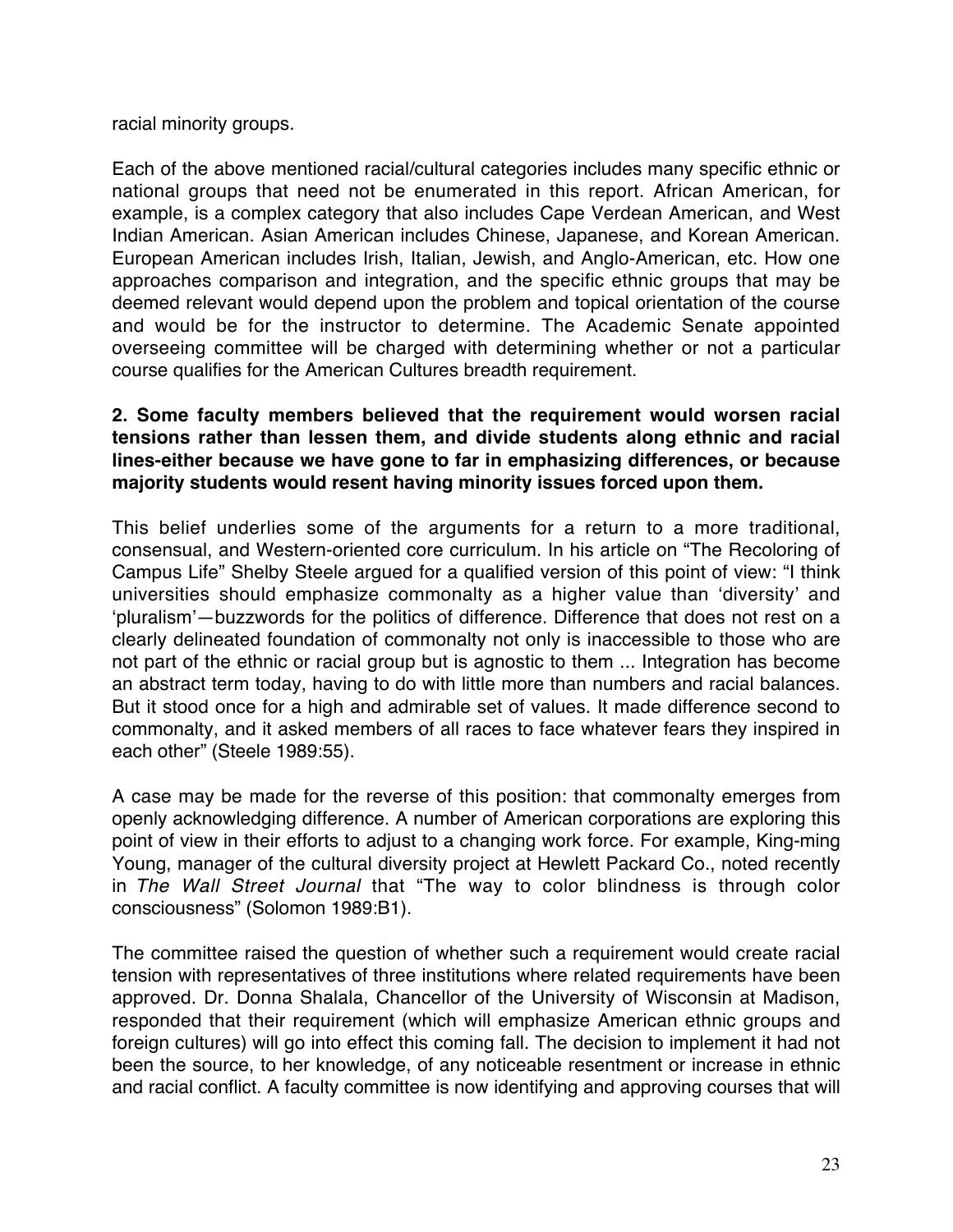racial minority groups.

Each of the above mentioned racial/cultural categories includes many specific ethnic or national groups that need not be enumerated in this report. African American, for example, is a complex category that also includes Cape Verdean American, and West Indian American. Asian American includes Chinese, Japanese, and Korean American. European American includes Irish, Italian, Jewish, and Anglo-American, etc. How one approaches comparison and integration, and the specific ethnic groups that may be deemed relevant would depend upon the problem and topical orientation of the course and would be for the instructor to determine. The Academic Senate appointed overseeing committee will be charged with determining whether or not a particular course qualifies for the American Cultures breadth requirement.

**2. Some faculty members believed that the requirement would worsen racial tensions rather than lessen them, and divide students along ethnic and racial lines-either because we have gone to far in emphasizing differences, or because majority students would resent having minority issues forced upon them.**

This belief underlies some of the arguments for a return to a more traditional, consensual, and Western-oriented core curriculum. In his article on "The Recoloring of Campus Life" Shelby Steele argued for a qualified version of this point of view: "I think universities should emphasize commonalty as a higher value than 'diversity' and 'pluralism'—buzzwords for the politics of difference. Difference that does not rest on a clearly delineated foundation of commonalty not only is inaccessible to those who are not part of the ethnic or racial group but is agnostic to them ... Integration has become an abstract term today, having to do with little more than numbers and racial balances. But it stood once for a high and admirable set of values. It made difference second to commonalty, and it asked members of all races to face whatever fears they inspired in each other" (Steele 1989:55).

A case may be made for the reverse of this position: that commonalty emerges from openly acknowledging difference. A number of American corporations are exploring this point of view in their efforts to adjust to a changing work force. For example, King-ming Young, manager of the cultural diversity project at Hewlett Packard Co., noted recently in *The Wall Street Journal* that "The way to color blindness is through color consciousness" (Solomon 1989:B1).

The committee raised the question of whether such a requirement would create racial tension with representatives of three institutions where related requirements have been approved. Dr. Donna Shalala, Chancellor of the University of Wisconsin at Madison, responded that their requirement (which will emphasize American ethnic groups and foreign cultures) will go into effect this coming fall. The decision to implement it had not been the source, to her knowledge, of any noticeable resentment or increase in ethnic and racial conflict. A faculty committee is now identifying and approving courses that will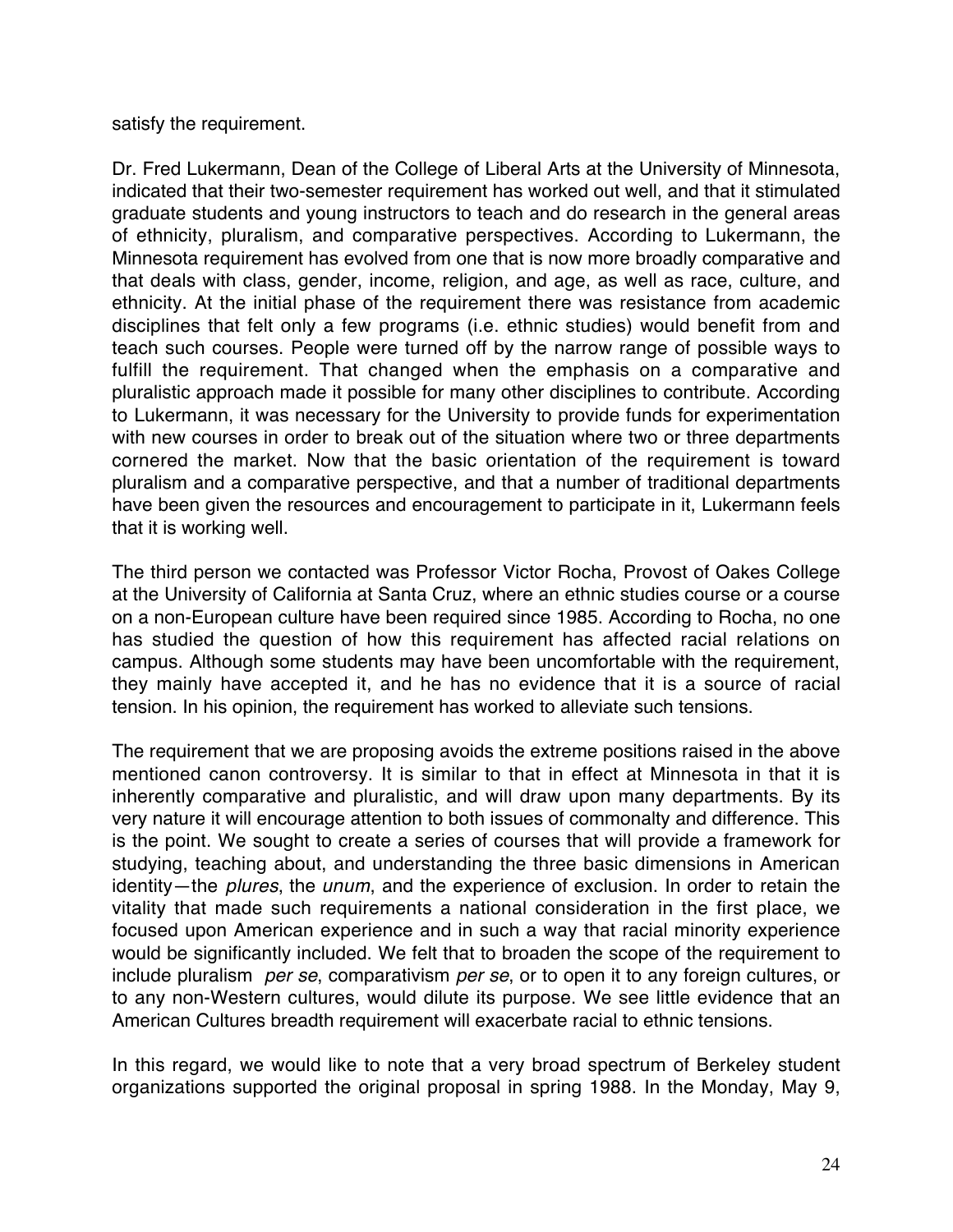satisfy the requirement.

Dr. Fred Lukermann, Dean of the College of Liberal Arts at the University of Minnesota, indicated that their two-semester requirement has worked out well, and that it stimulated graduate students and young instructors to teach and do research in the general areas of ethnicity, pluralism, and comparative perspectives. According to Lukermann, the Minnesota requirement has evolved from one that is now more broadly comparative and that deals with class, gender, income, religion, and age, as well as race, culture, and ethnicity. At the initial phase of the requirement there was resistance from academic disciplines that felt only a few programs (i.e. ethnic studies) would benefit from and teach such courses. People were turned off by the narrow range of possible ways to fulfill the requirement. That changed when the emphasis on a comparative and pluralistic approach made it possible for many other disciplines to contribute. According to Lukermann, it was necessary for the University to provide funds for experimentation with new courses in order to break out of the situation where two or three departments cornered the market. Now that the basic orientation of the requirement is toward pluralism and a comparative perspective, and that a number of traditional departments have been given the resources and encouragement to participate in it, Lukermann feels that it is working well.

The third person we contacted was Professor Victor Rocha, Provost of Oakes College at the University of California at Santa Cruz, where an ethnic studies course or a course on a non-European culture have been required since 1985. According to Rocha, no one has studied the question of how this requirement has affected racial relations on campus. Although some students may have been uncomfortable with the requirement, they mainly have accepted it, and he has no evidence that it is a source of racial tension. In his opinion, the requirement has worked to alleviate such tensions.

The requirement that we are proposing avoids the extreme positions raised in the above mentioned canon controversy. It is similar to that in effect at Minnesota in that it is inherently comparative and pluralistic, and will draw upon many departments. By its very nature it will encourage attention to both issues of commonalty and difference. This is the point. We sought to create a series of courses that will provide a framework for studying, teaching about, and understanding the three basic dimensions in American identity—the *plures*, the *unum*, and the experience of exclusion. In order to retain the vitality that made such requirements a national consideration in the first place, we focused upon American experience and in such a way that racial minority experience would be significantly included. We felt that to broaden the scope of the requirement to include pluralism *per se*, comparativism *per se*, or to open it to any foreign cultures, or to any non-Western cultures, would dilute its purpose. We see little evidence that an American Cultures breadth requirement will exacerbate racial to ethnic tensions.

In this regard, we would like to note that a very broad spectrum of Berkeley student organizations supported the original proposal in spring 1988. In the Monday, May 9,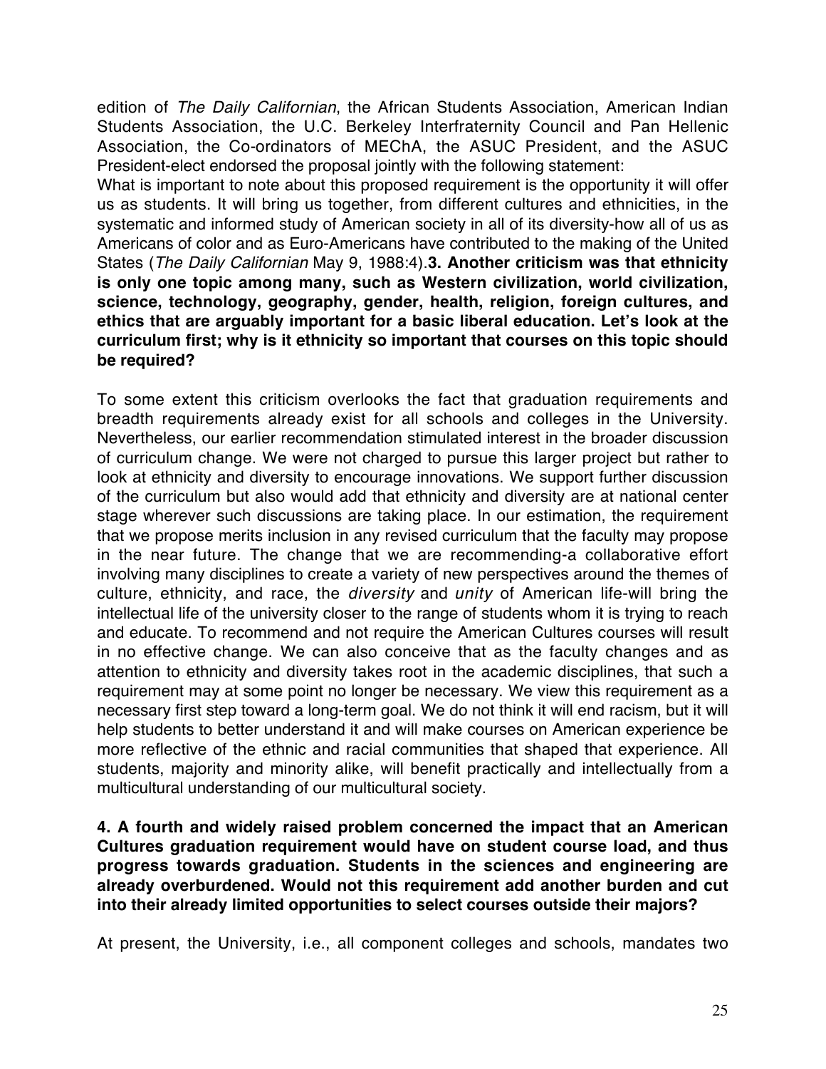edition of *The Daily Californian*, the African Students Association, American Indian Students Association, the U.C. Berkeley Interfraternity Council and Pan Hellenic Association, the Co-ordinators of MEChA, the ASUC President, and the ASUC President-elect endorsed the proposal jointly with the following statement:

What is important to note about this proposed requirement is the opportunity it will offer us as students. It will bring us together, from different cultures and ethnicities, in the systematic and informed study of American society in all of its diversity-how all of us as Americans of color and as Euro-Americans have contributed to the making of the United States (*The Daily Californian* May 9, 1988:4).**3. Another criticism was that ethnicity is only one topic among many, such as Western civilization, world civilization, science, technology, geography, gender, health, religion, foreign cultures, and ethics that are arguably important for a basic liberal education. Let's look at the curriculum first; why is it ethnicity so important that courses on this topic should be required?**

To some extent this criticism overlooks the fact that graduation requirements and breadth requirements already exist for all schools and colleges in the University. Nevertheless, our earlier recommendation stimulated interest in the broader discussion of curriculum change. We were not charged to pursue this larger project but rather to look at ethnicity and diversity to encourage innovations. We support further discussion of the curriculum but also would add that ethnicity and diversity are at national center stage wherever such discussions are taking place. In our estimation, the requirement that we propose merits inclusion in any revised curriculum that the faculty may propose in the near future. The change that we are recommending-a collaborative effort involving many disciplines to create a variety of new perspectives around the themes of culture, ethnicity, and race, the *diversity* and *unity* of American life-will bring the intellectual life of the university closer to the range of students whom it is trying to reach and educate. To recommend and not require the American Cultures courses will result in no effective change. We can also conceive that as the faculty changes and as attention to ethnicity and diversity takes root in the academic disciplines, that such a requirement may at some point no longer be necessary. We view this requirement as a necessary first step toward a long-term goal. We do not think it will end racism, but it will help students to better understand it and will make courses on American experience be more reflective of the ethnic and racial communities that shaped that experience. All students, majority and minority alike, will benefit practically and intellectually from a multicultural understanding of our multicultural society.

**4. A fourth and widely raised problem concerned the impact that an American Cultures graduation requirement would have on student course load, and thus progress towards graduation. Students in the sciences and engineering are already overburdened. Would not this requirement add another burden and cut into their already limited opportunities to select courses outside their majors?**

At present, the University, i.e., all component colleges and schools, mandates two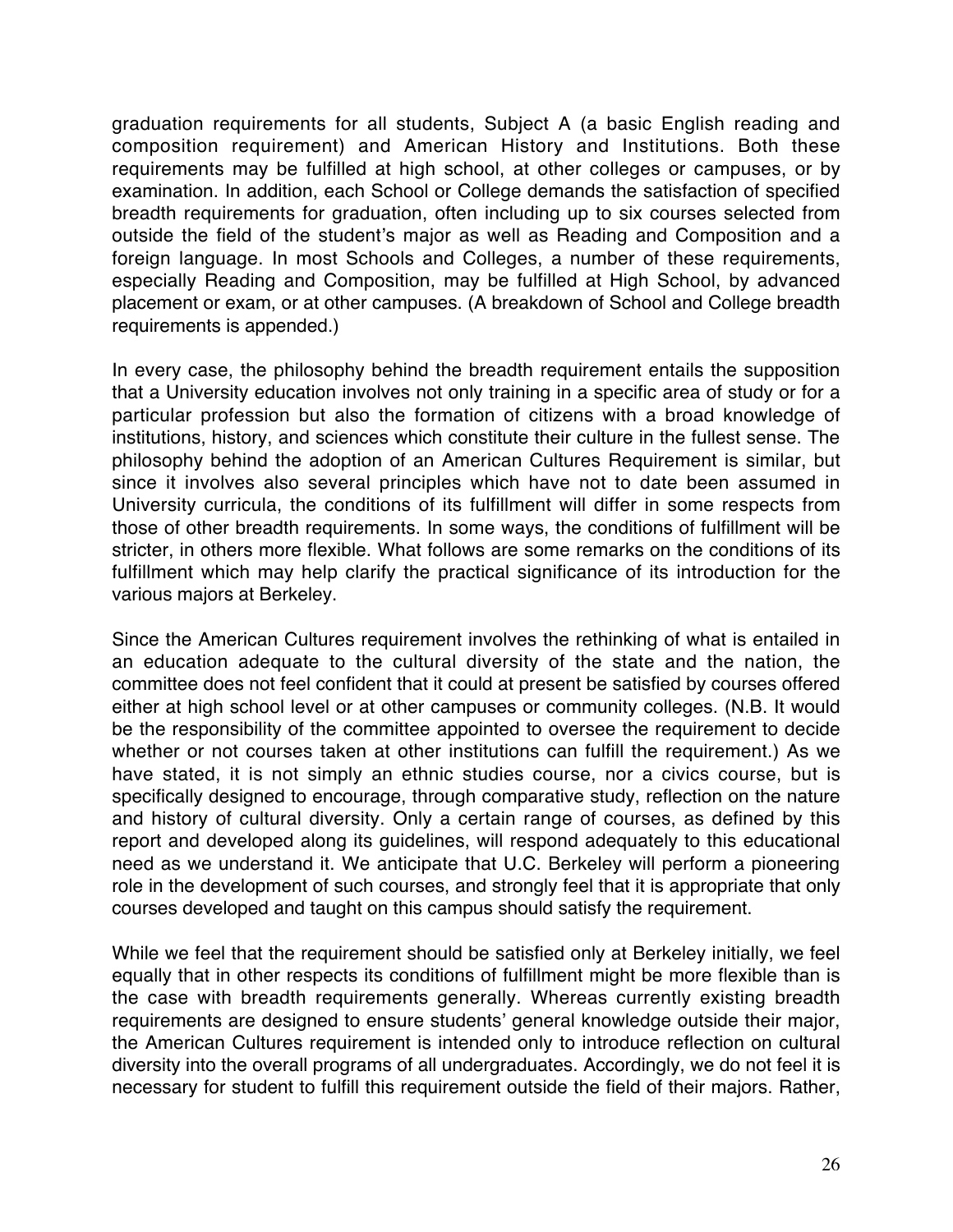graduation requirements for all students, Subject A (a basic English reading and composition requirement) and American History and Institutions. Both these requirements may be fulfilled at high school, at other colleges or campuses, or by examination. In addition, each School or College demands the satisfaction of specified breadth requirements for graduation, often including up to six courses selected from outside the field of the student's major as well as Reading and Composition and a foreign language. In most Schools and Colleges, a number of these requirements, especially Reading and Composition, may be fulfilled at High School, by advanced placement or exam, or at other campuses. (A breakdown of School and College breadth requirements is appended.)

In every case, the philosophy behind the breadth requirement entails the supposition that a University education involves not only training in a specific area of study or for a particular profession but also the formation of citizens with a broad knowledge of institutions, history, and sciences which constitute their culture in the fullest sense. The philosophy behind the adoption of an American Cultures Requirement is similar, but since it involves also several principles which have not to date been assumed in University curricula, the conditions of its fulfillment will differ in some respects from those of other breadth requirements. In some ways, the conditions of fulfillment will be stricter, in others more flexible. What follows are some remarks on the conditions of its fulfillment which may help clarify the practical significance of its introduction for the various majors at Berkeley.

Since the American Cultures requirement involves the rethinking of what is entailed in an education adequate to the cultural diversity of the state and the nation, the committee does not feel confident that it could at present be satisfied by courses offered either at high school level or at other campuses or community colleges. (N.B. It would be the responsibility of the committee appointed to oversee the requirement to decide whether or not courses taken at other institutions can fulfill the requirement.) As we have stated, it is not simply an ethnic studies course, nor a civics course, but is specifically designed to encourage, through comparative study, reflection on the nature and history of cultural diversity. Only a certain range of courses, as defined by this report and developed along its guidelines, will respond adequately to this educational need as we understand it. We anticipate that U.C. Berkeley will perform a pioneering role in the development of such courses, and strongly feel that it is appropriate that only courses developed and taught on this campus should satisfy the requirement.

While we feel that the requirement should be satisfied only at Berkeley initially, we feel equally that in other respects its conditions of fulfillment might be more flexible than is the case with breadth requirements generally. Whereas currently existing breadth requirements are designed to ensure students' general knowledge outside their major, the American Cultures requirement is intended only to introduce reflection on cultural diversity into the overall programs of all undergraduates. Accordingly, we do not feel it is necessary for student to fulfill this requirement outside the field of their majors. Rather,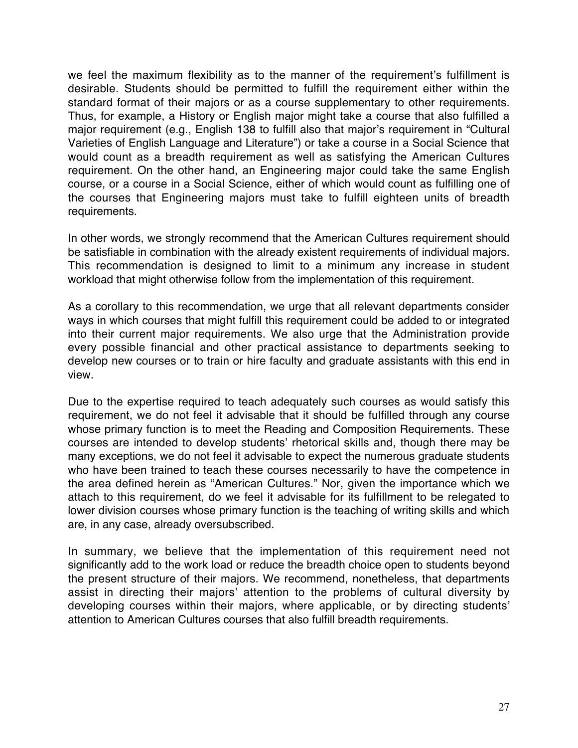we feel the maximum flexibility as to the manner of the requirement's fulfillment is desirable. Students should be permitted to fulfill the requirement either within the standard format of their majors or as a course supplementary to other requirements. Thus, for example, a History or English major might take a course that also fulfilled a major requirement (e.g., English 138 to fulfill also that major's requirement in "Cultural Varieties of English Language and Literature") or take a course in a Social Science that would count as a breadth requirement as well as satisfying the American Cultures requirement. On the other hand, an Engineering major could take the same English course, or a course in a Social Science, either of which would count as fulfilling one of the courses that Engineering majors must take to fulfill eighteen units of breadth requirements.

In other words, we strongly recommend that the American Cultures requirement should be satisfiable in combination with the already existent requirements of individual majors. This recommendation is designed to limit to a minimum any increase in student workload that might otherwise follow from the implementation of this requirement.

As a corollary to this recommendation, we urge that all relevant departments consider ways in which courses that might fulfill this requirement could be added to or integrated into their current major requirements. We also urge that the Administration provide every possible financial and other practical assistance to departments seeking to develop new courses or to train or hire faculty and graduate assistants with this end in view.

Due to the expertise required to teach adequately such courses as would satisfy this requirement, we do not feel it advisable that it should be fulfilled through any course whose primary function is to meet the Reading and Composition Requirements. These courses are intended to develop students' rhetorical skills and, though there may be many exceptions, we do not feel it advisable to expect the numerous graduate students who have been trained to teach these courses necessarily to have the competence in the area defined herein as "American Cultures." Nor, given the importance which we attach to this requirement, do we feel it advisable for its fulfillment to be relegated to lower division courses whose primary function is the teaching of writing skills and which are, in any case, already oversubscribed.

In summary, we believe that the implementation of this requirement need not significantly add to the work load or reduce the breadth choice open to students beyond the present structure of their majors. We recommend, nonetheless, that departments assist in directing their majors' attention to the problems of cultural diversity by developing courses within their majors, where applicable, or by directing students' attention to American Cultures courses that also fulfill breadth requirements.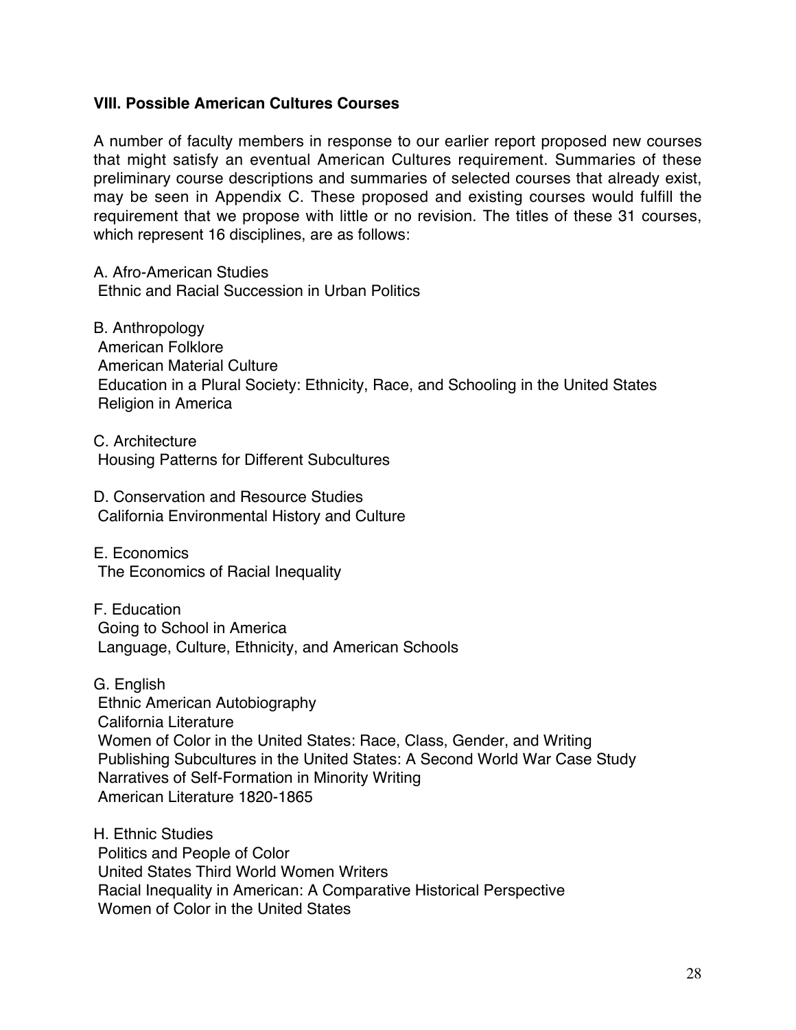### VIII. Possible American Cultures Courses

A number of faculty members in response to our earlier report proposed new courses that might satisfy an eventual American Cultures requirement. Summaries of these preliminary course descriptions and summaries of selected courses that already exist, may be seen in Appendix C. These proposed and existing courses would fulfill the requirement that we propose with little or no revision. The titles of these 31 courses, which represent 16 disciplines, are as follows:

A. Afro-American Studies
- Ethnic and Racial Succession in Urban Politics

B. Anthropology
- American Folklore
- American Material Culture
- Education in a Plural Society: Ethnicity, Race, and Schooling in the United States
- Religion in America

C. Architecture
- Housing Patterns for Different Subcultures

D. Conservation and Resource Studies
- California Environmental History and Culture

E. Economics
- The Economics of Racial Inequality

F. Education
- Going to School in America
- Language, Culture, Ethnicity, and American Schools

G. English
- Ethnic American Autobiography
- California Literature
- Women of Color in the United States: Race, Class, Gender, and Writing
- Publishing Subcultures in the United States: A Second World War Case Study
- Narratives of Self-Formation in Minority Writing
- American Literature 1820-1865

H. Ethnic Studies
- Politics and People of Color
- United States Third World Women Writers
- Racial Inequality in American: A Comparative Historical Perspective
- Women of Color in the United States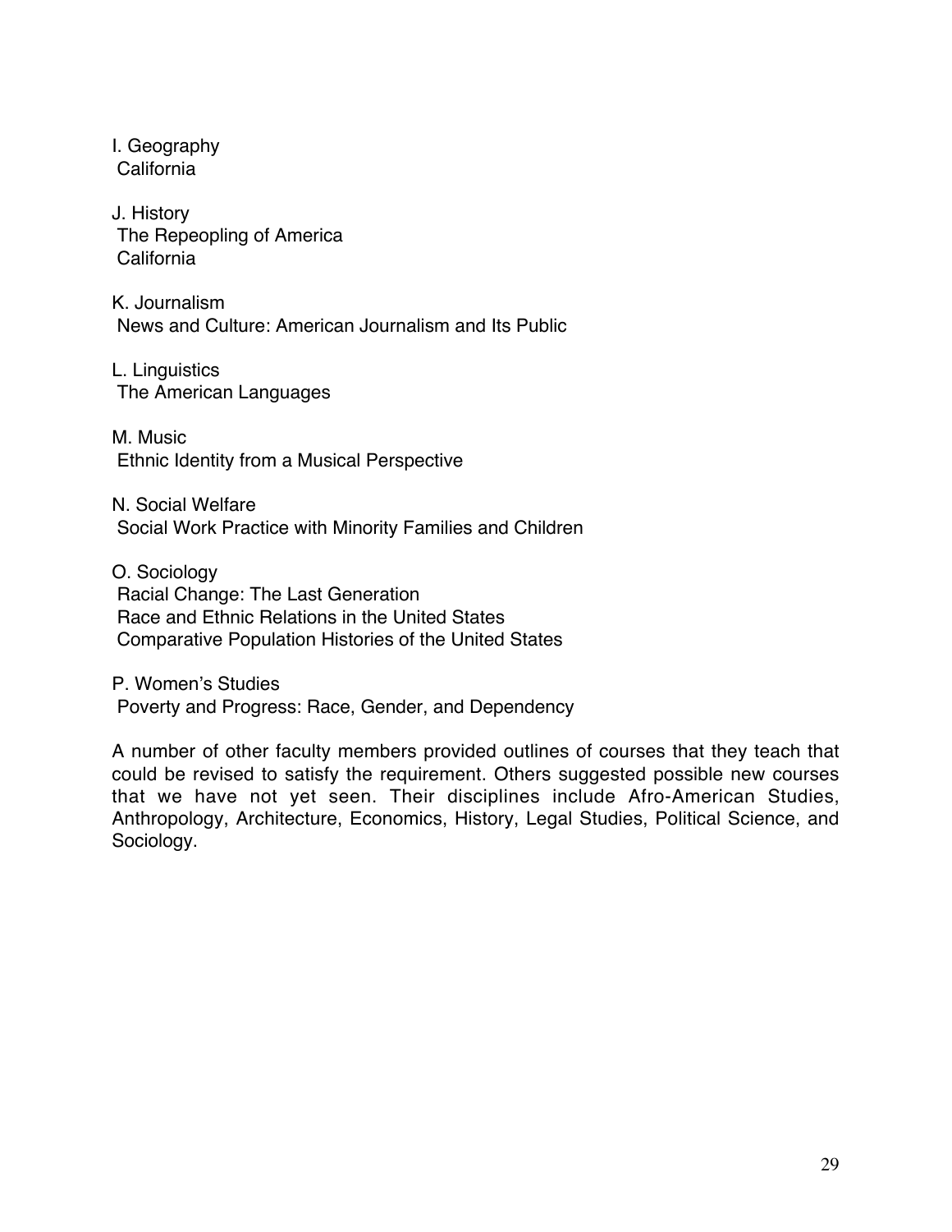I. Geography
California

J. History
The Repeopling of America
California

K. Journalism
News and Culture: American Journalism and Its Public

L. Linguistics
The American Languages

M. Music
Ethnic Identity from a Musical Perspective

N. Social Welfare
Social Work Practice with Minority Families and Children

O. Sociology
Racial Change: The Last Generation
Race and Ethnic Relations in the United States
Comparative Population Histories of the United States

P. Women's Studies
Poverty and Progress: Race, Gender, and Dependency

A number of other faculty members provided outlines of courses that they teach that could be revised to satisfy the requirement. Others suggested possible new courses that we have not yet seen. Their disciplines include Afro-American Studies, Anthropology, Architecture, Economics, History, Legal Studies, Political Science, and Sociology.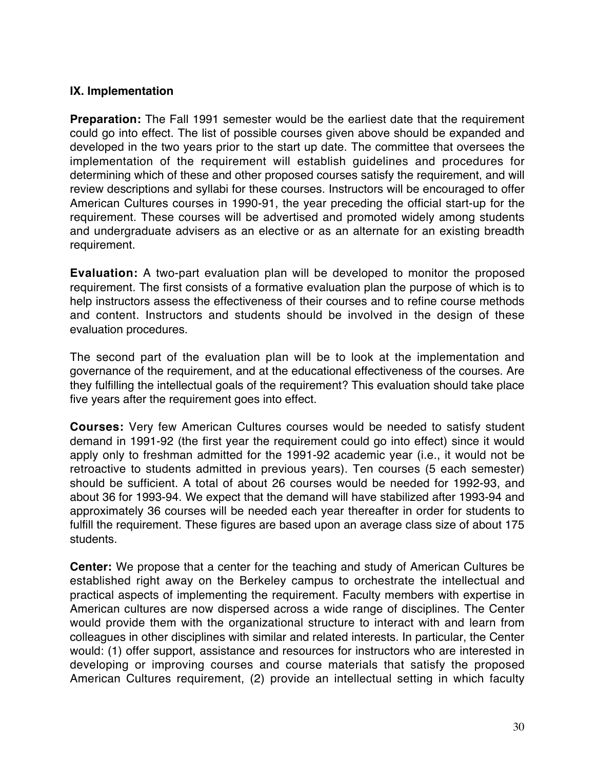## IX. Implementation

**Preparation:** The Fall 1991 semester would be the earliest date that the requirement could go into effect. The list of possible courses given above should be expanded and developed in the two years prior to the start up date. The committee that oversees the implementation of the requirement will establish guidelines and procedures for determining which of these and other proposed courses satisfy the requirement, and will review descriptions and syllabi for these courses. Instructors will be encouraged to offer American Cultures courses in 1990-91, the year preceding the official start-up for the requirement. These courses will be advertised and promoted widely among students and undergraduate advisers as an elective or as an alternate for an existing breadth requirement.

**Evaluation:** A two-part evaluation plan will be developed to monitor the proposed requirement. The first consists of a formative evaluation plan the purpose of which is to help instructors assess the effectiveness of their courses and to refine course methods and content. Instructors and students should be involved in the design of these evaluation procedures.

The second part of the evaluation plan will be to look at the implementation and governance of the requirement, and at the educational effectiveness of the courses. Are they fulfilling the intellectual goals of the requirement? This evaluation should take place five years after the requirement goes into effect.

**Courses:** Very few American Cultures courses would be needed to satisfy student demand in 1991-92 (the first year the requirement could go into effect) since it would apply only to freshman admitted for the 1991-92 academic year (i.e., it would not be retroactive to students admitted in previous years). Ten courses (5 each semester) should be sufficient. A total of about 26 courses would be needed for 1992-93, and about 36 for 1993-94. We expect that the demand will have stabilized after 1993-94 and approximately 36 courses will be needed each year thereafter in order for students to fulfill the requirement. These figures are based upon an average class size of about 175 students.

**Center:** We propose that a center for the teaching and study of American Cultures be established right away on the Berkeley campus to orchestrate the intellectual and practical aspects of implementing the requirement. Faculty members with expertise in American cultures are now dispersed across a wide range of disciplines. The Center would provide them with the organizational structure to interact with and learn from colleagues in other disciplines with similar and related interests. In particular, the Center would: (1) offer support, assistance and resources for instructors who are interested in developing or improving courses and course materials that satisfy the proposed American Cultures requirement, (2) provide an intellectual setting in which faculty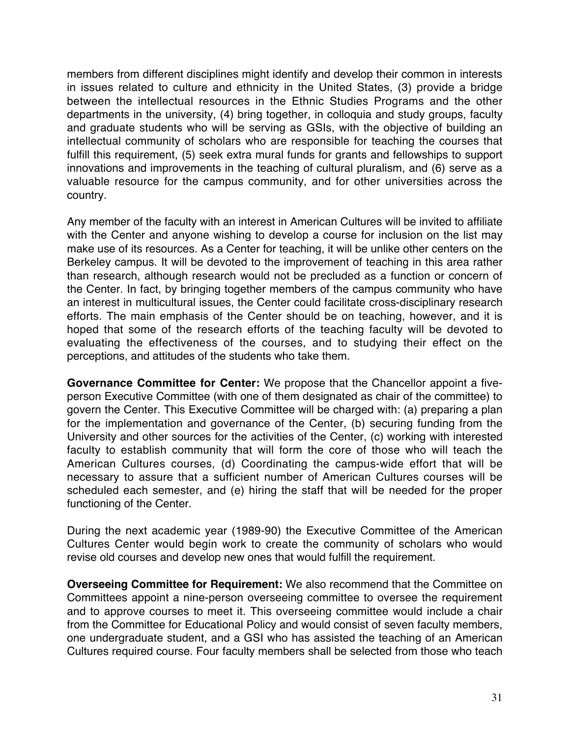members from different disciplines might identify and develop their common in interests in issues related to culture and ethnicity in the United States, (3) provide a bridge between the intellectual resources in the Ethnic Studies Programs and the other departments in the university, (4) bring together, in colloquia and study groups, faculty and graduate students who will be serving as GSIs, with the objective of building an intellectual community of scholars who are responsible for teaching the courses that fulfill this requirement, (5) seek extra mural funds for grants and fellowships to support innovations and improvements in the teaching of cultural pluralism, and (6) serve as a valuable resource for the campus community, and for other universities across the country.

Any member of the faculty with an interest in American Cultures will be invited to affiliate with the Center and anyone wishing to develop a course for inclusion on the list may make use of its resources. As a Center for teaching, it will be unlike other centers on the Berkeley campus. It will be devoted to the improvement of teaching in this area rather than research, although research would not be precluded as a function or concern of the Center. In fact, by bringing together members of the campus community who have an interest in multicultural issues, the Center could facilitate cross-disciplinary research efforts. The main emphasis of the Center should be on teaching, however, and it is hoped that some of the research efforts of the teaching faculty will be devoted to evaluating the effectiveness of the courses, and to studying their effect on the perceptions, and attitudes of the students who take them.

**Governance Committee for Center:** We propose that the Chancellor appoint a five-person Executive Committee (with one of them designated as chair of the committee) to govern the Center. This Executive Committee will be charged with: (a) preparing a plan for the implementation and governance of the Center, (b) securing funding from the University and other sources for the activities of the Center, (c) working with interested faculty to establish community that will form the core of those who will teach the American Cultures courses, (d) Coordinating the campus-wide effort that will be necessary to assure that a sufficient number of American Cultures courses will be scheduled each semester, and (e) hiring the staff that will be needed for the proper functioning of the Center.

During the next academic year (1989-90) the Executive Committee of the American Cultures Center would begin work to create the community of scholars who would revise old courses and develop new ones that would fulfill the requirement.

**Overseeing Committee for Requirement:** We also recommend that the Committee on Committees appoint a nine-person overseeing committee to oversee the requirement and to approve courses to meet it. This overseeing committee would include a chair from the Committee for Educational Policy and would consist of seven faculty members, one undergraduate student, and a GSI who has assisted the teaching of an American Cultures required course. Four faculty members shall be selected from those who teach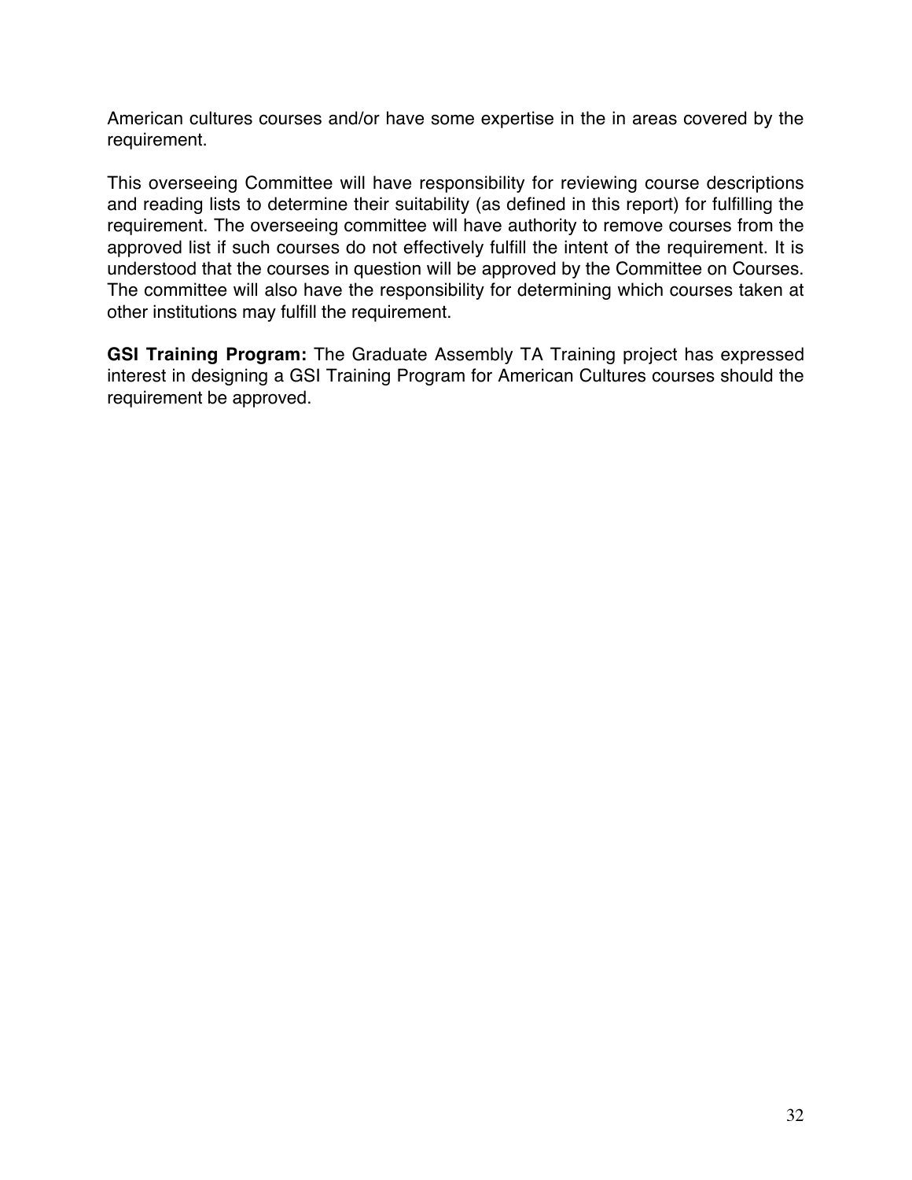American cultures courses and/or have some expertise in the in areas covered by the requirement.

This overseeing Committee will have responsibility for reviewing course descriptions and reading lists to determine their suitability (as defined in this report) for fulfilling the requirement. The overseeing committee will have authority to remove courses from the approved list if such courses do not effectively fulfill the intent of the requirement. It is understood that the courses in question will be approved by the Committee on Courses. The committee will also have the responsibility for determining which courses taken at other institutions may fulfill the requirement.

**GSI Training Program:** The Graduate Assembly TA Training project has expressed interest in designing a GSI Training Program for American Cultures courses should the requirement be approved.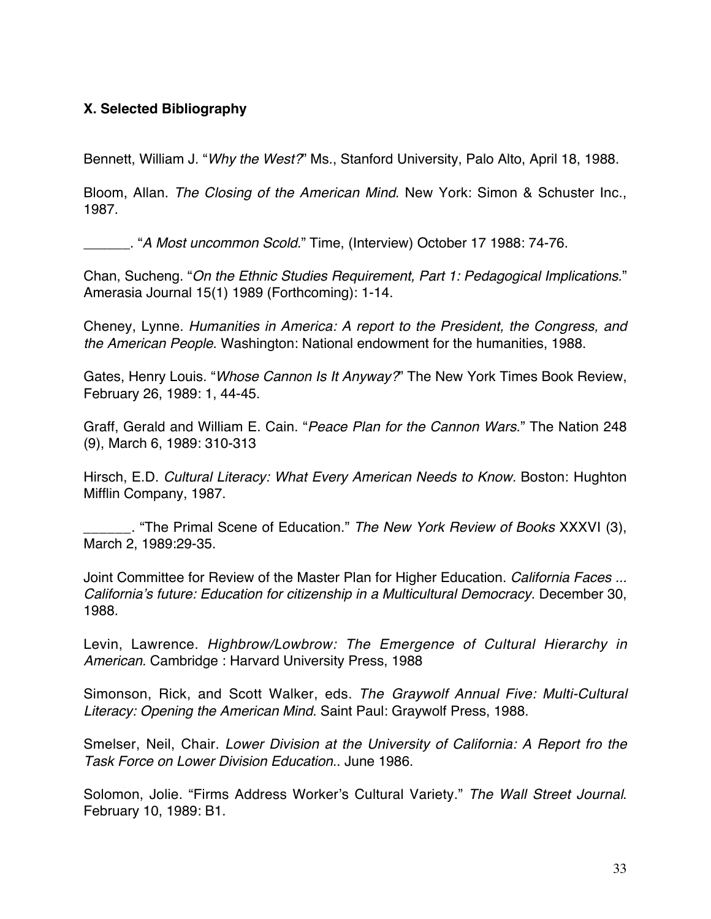### X. Selected Bibliography

Bennett, William J. "*Why the West?*" Ms., Stanford University, Palo Alto, April 18, 1988.

Bloom, Allan. *The Closing of the American Mind*. New York: Simon & Schuster Inc., 1987.

______. "*A Most uncommon Scold*." Time, (Interview) October 17 1988: 74-76.

Chan, Sucheng. "*On the Ethnic Studies Requirement, Part 1: Pedagogical Implications.*" Amerasia Journal 15(1) 1989 (Forthcoming): 1-14.

Cheney, Lynne. *Humanities in America: A report to the President, the Congress, and the American People*. Washington: National endowment for the humanities, 1988.

Gates, Henry Louis. "*Whose Cannon Is It Anyway?*" The New York Times Book Review, February 26, 1989: 1, 44-45.

Graff, Gerald and William E. Cain. "*Peace Plan for the Cannon Wars*." The Nation 248 (9), March 6, 1989: 310-313

Hirsch, E.D. *Cultural Literacy: What Every American Needs to Know*. Boston: Hughton Mifflin Company, 1987.

______. "The Primal Scene of Education." *The New York Review of Books* XXXVI (3), March 2, 1989:29-35.

Joint Committee for Review of the Master Plan for Higher Education. *California Faces ... California's future: Education for citizenship in a Multicultural Democracy*. December 30, 1988.

Levin, Lawrence. *Highbrow/Lowbrow: The Emergence of Cultural Hierarchy in American*. Cambridge : Harvard University Press, 1988

Simonson, Rick, and Scott Walker, eds. *The Graywolf Annual Five: Multi-Cultural Literacy: Opening the American Mind*. Saint Paul: Graywolf Press, 1988.

Smelser, Neil, Chair. *Lower Division at the University of California: A Report fro the Task Force on Lower Division Education*.. June 1986.

Solomon, Jolie. "Firms Address Worker's Cultural Variety." *The Wall Street Journal*. February 10, 1989: B1.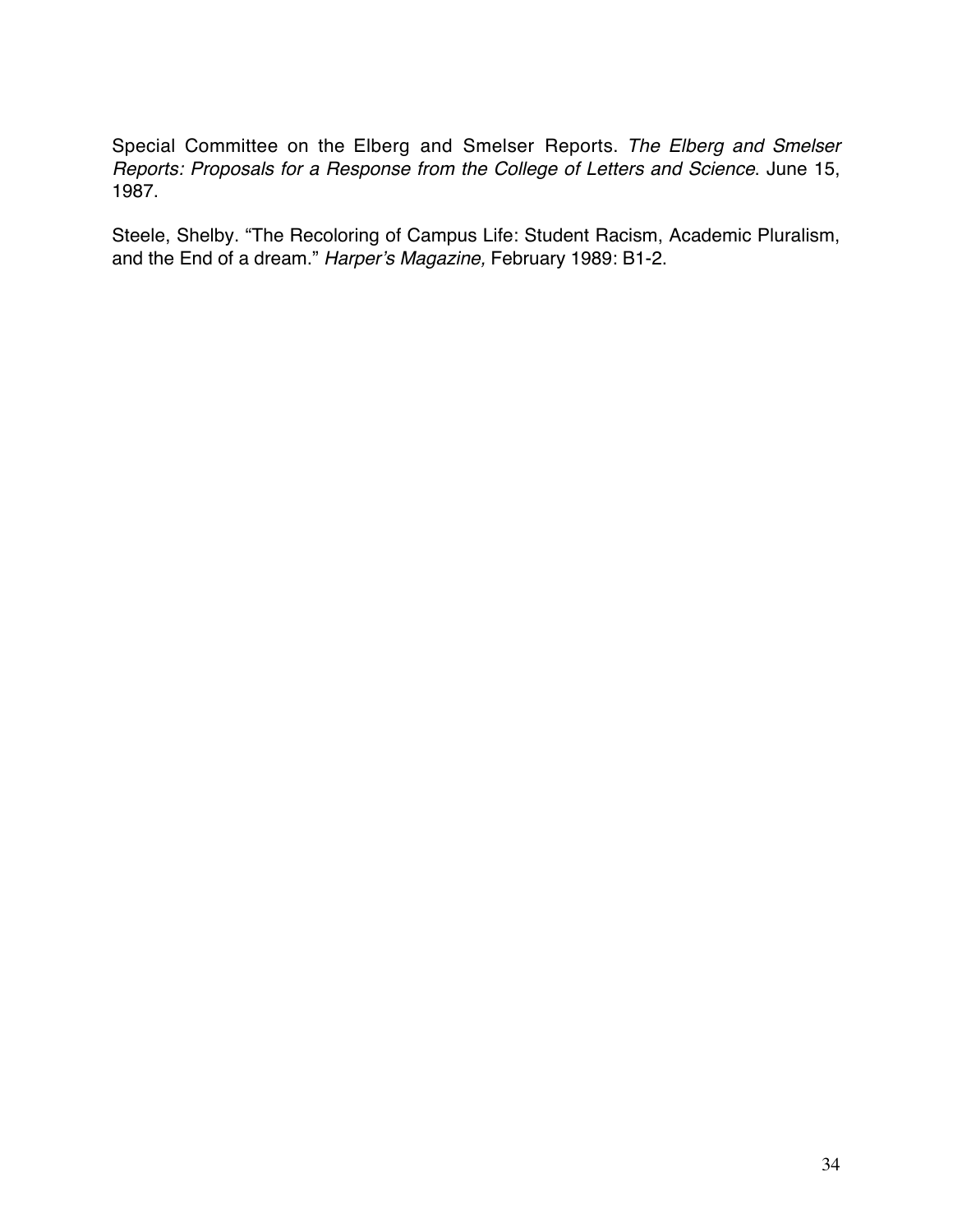Special Committee on the Elberg and Smelser Reports. *The Elberg and Smelser Reports: Proposals for a Response from the College of Letters and Science*. June 15, 1987.

Steele, Shelby. "The Recoloring of Campus Life: Student Racism, Academic Pluralism, and the End of a dream." *Harper's Magazine,* February 1989: B1-2.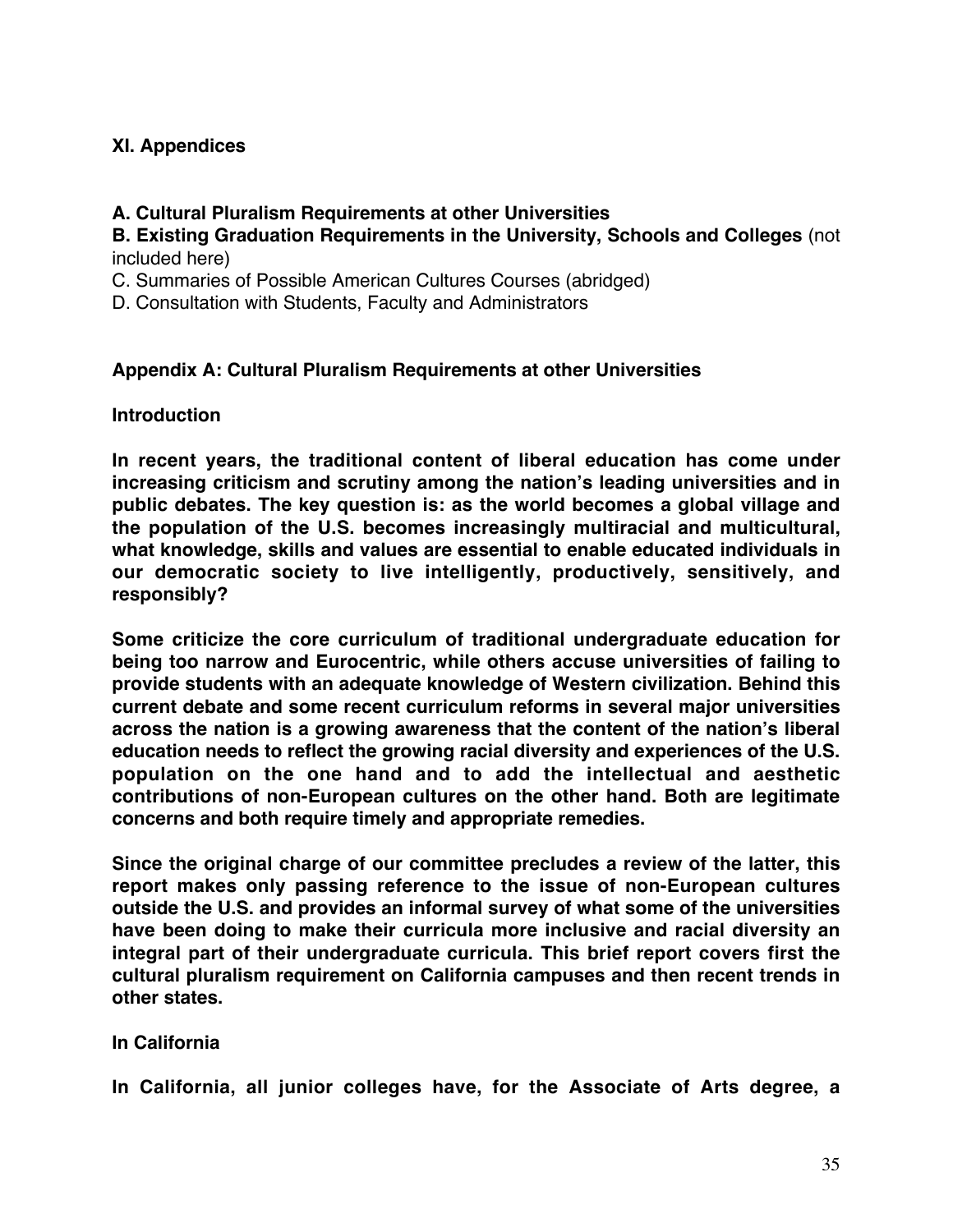## XI. Appendices

**A. Cultural Pluralism Requirements at other Universities**
**B. Existing Graduation Requirements in the University, Schools and Colleges** (not included here)
C. Summaries of Possible American Cultures Courses (abridged)
D. Consultation with Students, Faculty and Administrators

### Appendix A: Cultural Pluralism Requirements at other Universities

**Introduction**

**In recent years, the traditional content of liberal education has come under increasing criticism and scrutiny among the nation's leading universities and in public debates. The key question is: as the world becomes a global village and the population of the U.S. becomes increasingly multiracial and multicultural, what knowledge, skills and values are essential to enable educated individuals in our democratic society to live intelligently, productively, sensitively, and responsibly?**

**Some criticize the core curriculum of traditional undergraduate education for being too narrow and Eurocentric, while others accuse universities of failing to provide students with an adequate knowledge of Western civilization. Behind this current debate and some recent curriculum reforms in several major universities across the nation is a growing awareness that the content of the nation's liberal education needs to reflect the growing racial diversity and experiences of the U.S. population on the one hand and to add the intellectual and aesthetic contributions of non-European cultures on the other hand. Both are legitimate concerns and both require timely and appropriate remedies.**

**Since the original charge of our committee precludes a review of the latter, this report makes only passing reference to the issue of non-European cultures outside the U.S. and provides an informal survey of what some of the universities have been doing to make their curricula more inclusive and racial diversity an integral part of their undergraduate curricula. This brief report covers first the cultural pluralism requirement on California campuses and then recent trends in other states.**

**In California**

**In California, all junior colleges have, for the Associate of Arts degree, a**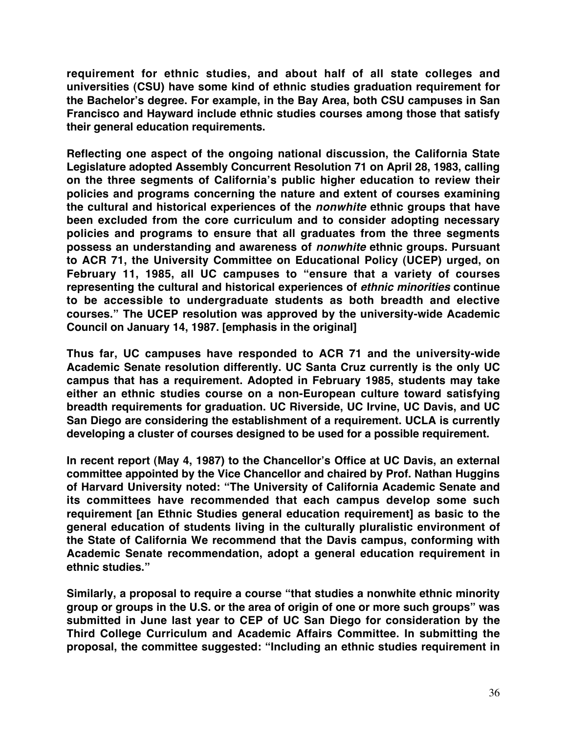**requirement for ethnic studies, and about half of all state colleges and universities (CSU) have some kind of ethnic studies graduation requirement for the Bachelor's degree. For example, in the Bay Area, both CSU campuses in San Francisco and Hayward include ethnic studies courses among those that satisfy their general education requirements.**

**Reflecting one aspect of the ongoing national discussion, the California State Legislature adopted Assembly Concurrent Resolution 71 on April 28, 1983, calling on the three segments of California's public higher education to review their policies and programs concerning the nature and extent of courses examining the cultural and historical experiences of the *nonwhite* ethnic groups that have been excluded from the core curriculum and to consider adopting necessary policies and programs to ensure that all graduates from the three segments possess an understanding and awareness of *nonwhite* ethnic groups. Pursuant to ACR 71, the University Committee on Educational Policy (UCEP) urged, on February 11, 1985, all UC campuses to "ensure that a variety of courses representing the cultural and historical experiences of *ethnic minorities* continue to be accessible to undergraduate students as both breadth and elective courses." The UCEP resolution was approved by the university-wide Academic Council on January 14, 1987. [emphasis in the original]**

**Thus far, UC campuses have responded to ACR 71 and the university-wide Academic Senate resolution differently. UC Santa Cruz currently is the only UC campus that has a requirement. Adopted in February 1985, students may take either an ethnic studies course on a non-European culture toward satisfying breadth requirements for graduation. UC Riverside, UC Irvine, UC Davis, and UC San Diego are considering the establishment of a requirement. UCLA is currently developing a cluster of courses designed to be used for a possible requirement.**

**In recent report (May 4, 1987) to the Chancellor's Office at UC Davis, an external committee appointed by the Vice Chancellor and chaired by Prof. Nathan Huggins of Harvard University noted: "The University of California Academic Senate and its committees have recommended that each campus develop some such requirement [an Ethnic Studies general education requirement] as basic to the general education of students living in the culturally pluralistic environment of the State of California We recommend that the Davis campus, conforming with Academic Senate recommendation, adopt a general education requirement in ethnic studies."**

**Similarly, a proposal to require a course "that studies a nonwhite ethnic minority group or groups in the U.S. or the area of origin of one or more such groups" was submitted in June last year to CEP of UC San Diego for consideration by the Third College Curriculum and Academic Affairs Committee. In submitting the proposal, the committee suggested: "Including an ethnic studies requirement in**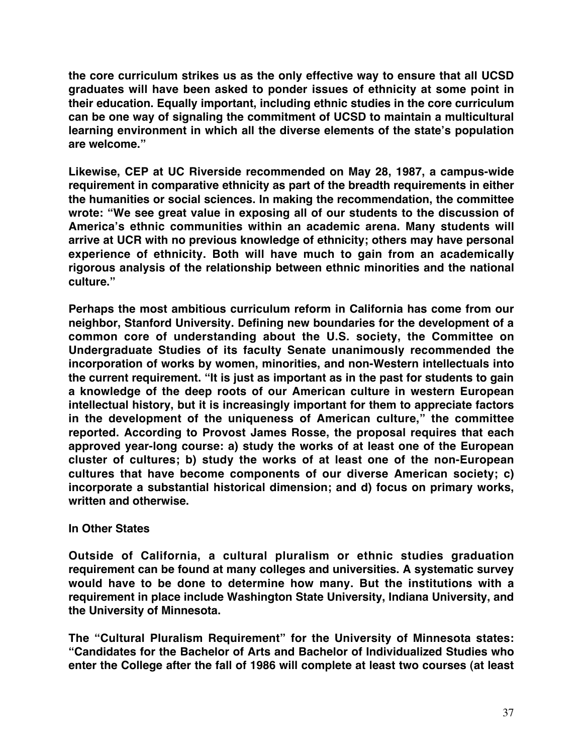**the core curriculum strikes us as the only effective way to ensure that all UCSD graduates will have been asked to ponder issues of ethnicity at some point in their education. Equally important, including ethnic studies in the core curriculum can be one way of signaling the commitment of UCSD to maintain a multicultural learning environment in which all the diverse elements of the state's population are welcome."**

**Likewise, CEP at UC Riverside recommended on May 28, 1987, a campus-wide requirement in comparative ethnicity as part of the breadth requirements in either the humanities or social sciences. In making the recommendation, the committee wrote: "We see great value in exposing all of our students to the discussion of America's ethnic communities within an academic arena. Many students will arrive at UCR with no previous knowledge of ethnicity; others may have personal experience of ethnicity. Both will have much to gain from an academically rigorous analysis of the relationship between ethnic minorities and the national culture."**

**Perhaps the most ambitious curriculum reform in California has come from our neighbor, Stanford University. Defining new boundaries for the development of a common core of understanding about the U.S. society, the Committee on Undergraduate Studies of its faculty Senate unanimously recommended the incorporation of works by women, minorities, and non-Western intellectuals into the current requirement. "It is just as important as in the past for students to gain a knowledge of the deep roots of our American culture in western European intellectual history, but it is increasingly important for them to appreciate factors in the development of the uniqueness of American culture," the committee reported. According to Provost James Rosse, the proposal requires that each approved year-long course: a) study the works of at least one of the European cluster of cultures; b) study the works of at least one of the non-European cultures that have become components of our diverse American society; c) incorporate a substantial historical dimension; and d) focus on primary works, written and otherwise.**

**In Other States**

**Outside of California, a cultural pluralism or ethnic studies graduation requirement can be found at many colleges and universities. A systematic survey would have to be done to determine how many. But the institutions with a requirement in place include Washington State University, Indiana University, and the University of Minnesota.**

**The "Cultural Pluralism Requirement" for the University of Minnesota states: "Candidates for the Bachelor of Arts and Bachelor of Individualized Studies who enter the College after the fall of 1986 will complete at least two courses (at least**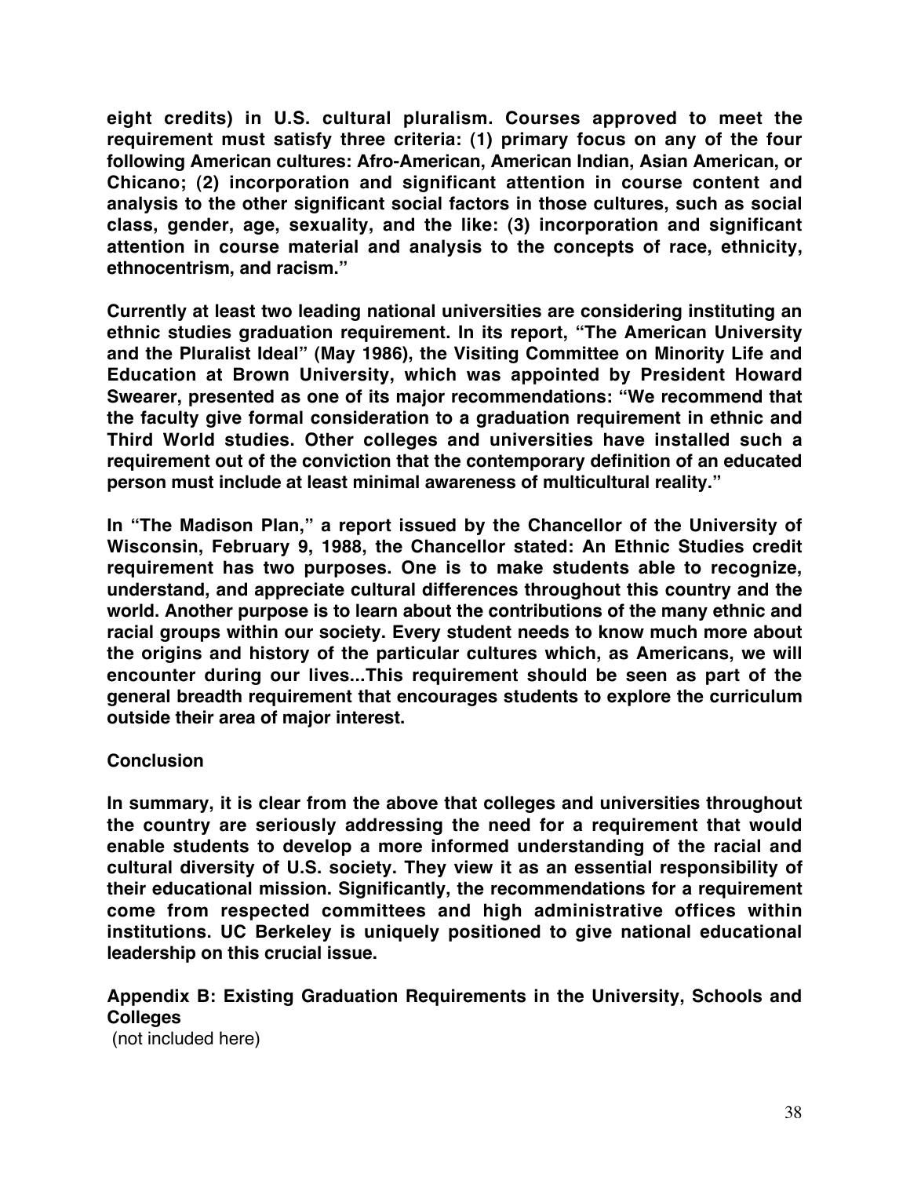**eight credits) in U.S. cultural pluralism. Courses approved to meet the requirement must satisfy three criteria: (1) primary focus on any of the four following American cultures: Afro-American, American Indian, Asian American, or Chicano; (2) incorporation and significant attention in course content and analysis to the other significant social factors in those cultures, such as social class, gender, age, sexuality, and the like: (3) incorporation and significant attention in course material and analysis to the concepts of race, ethnicity, ethnocentrism, and racism."**

**Currently at least two leading national universities are considering instituting an ethnic studies graduation requirement. In its report, "The American University and the Pluralist Ideal" (May 1986), the Visiting Committee on Minority Life and Education at Brown University, which was appointed by President Howard Swearer, presented as one of its major recommendations: "We recommend that the faculty give formal consideration to a graduation requirement in ethnic and Third World studies. Other colleges and universities have installed such a requirement out of the conviction that the contemporary definition of an educated person must include at least minimal awareness of multicultural reality."**

**In "The Madison Plan," a report issued by the Chancellor of the University of Wisconsin, February 9, 1988, the Chancellor stated: An Ethnic Studies credit requirement has two purposes. One is to make students able to recognize, understand, and appreciate cultural differences throughout this country and the world. Another purpose is to learn about the contributions of the many ethnic and racial groups within our society. Every student needs to know much more about the origins and history of the particular cultures which, as Americans, we will encounter during our lives...This requirement should be seen as part of the general breadth requirement that encourages students to explore the curriculum outside their area of major interest.**

**Conclusion**

**In summary, it is clear from the above that colleges and universities throughout the country are seriously addressing the need for a requirement that would enable students to develop a more informed understanding of the racial and cultural diversity of U.S. society. They view it as an essential responsibility of their educational mission. Significantly, the recommendations for a requirement come from respected committees and high administrative offices within institutions. UC Berkeley is uniquely positioned to give national educational leadership on this crucial issue.**

**Appendix B: Existing Graduation Requirements in the University, Schools and Colleges**
(not included here)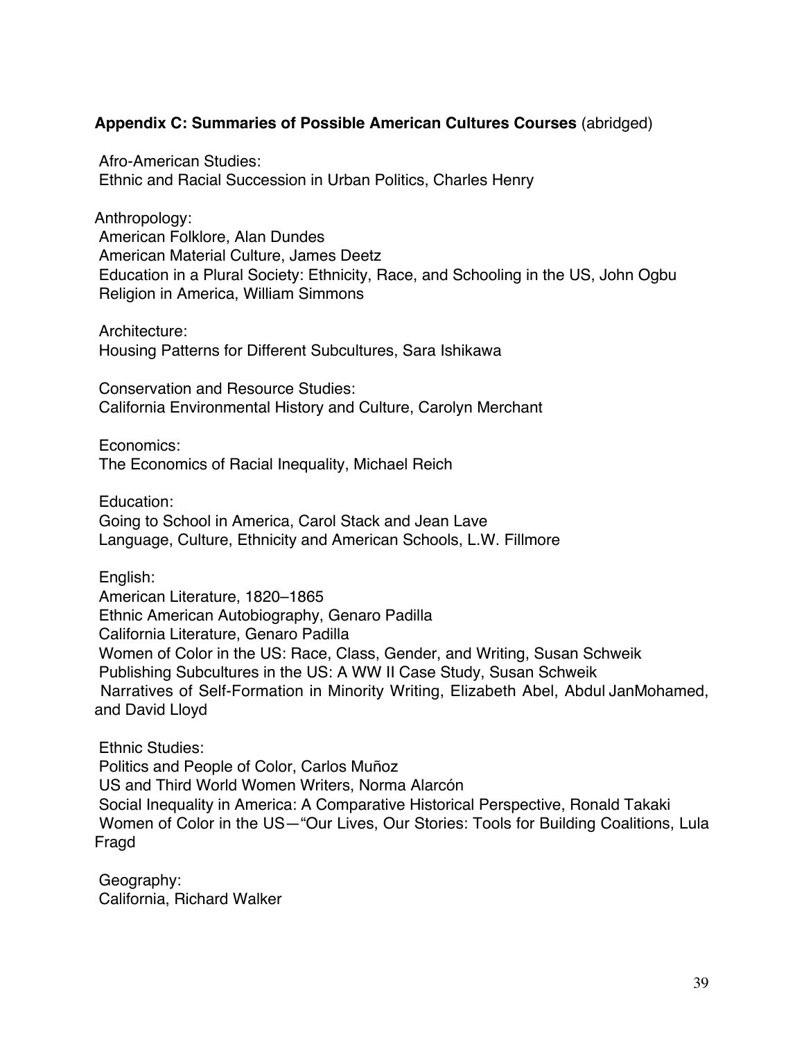**Appendix C: Summaries of Possible American Cultures Courses** (abridged)

Afro-American Studies:
Ethnic and Racial Succession in Urban Politics, Charles Henry

Anthropology:
American Folklore, Alan Dundes
American Material Culture, James Deetz
Education in a Plural Society: Ethnicity, Race, and Schooling in the US, John Ogbu
Religion in America, William Simmons

Architecture:
Housing Patterns for Different Subcultures, Sara Ishikawa

Conservation and Resource Studies:
California Environmental History and Culture, Carolyn Merchant

Economics:
The Economics of Racial Inequality, Michael Reich

Education:
Going to School in America, Carol Stack and Jean Lave
Language, Culture, Ethnicity and American Schools, L.W. Fillmore

English:
American Literature, 1820–1865
Ethnic American Autobiography, Genaro Padilla
California Literature, Genaro Padilla
Women of Color in the US: Race, Class, Gender, and Writing, Susan Schweik
Publishing Subcultures in the US: A WW II Case Study, Susan Schweik
Narratives of Self-Formation in Minority Writing, Elizabeth Abel, Abdul JanMohamed, and David Lloyd

Ethnic Studies:
Politics and People of Color, Carlos Muñoz
US and Third World Women Writers, Norma Alarcón
Social Inequality in America: A Comparative Historical Perspective, Ronald Takaki
Women of Color in the US—"Our Lives, Our Stories: Tools for Building Coalitions, Lula Fragd

Geography:
California, Richard Walker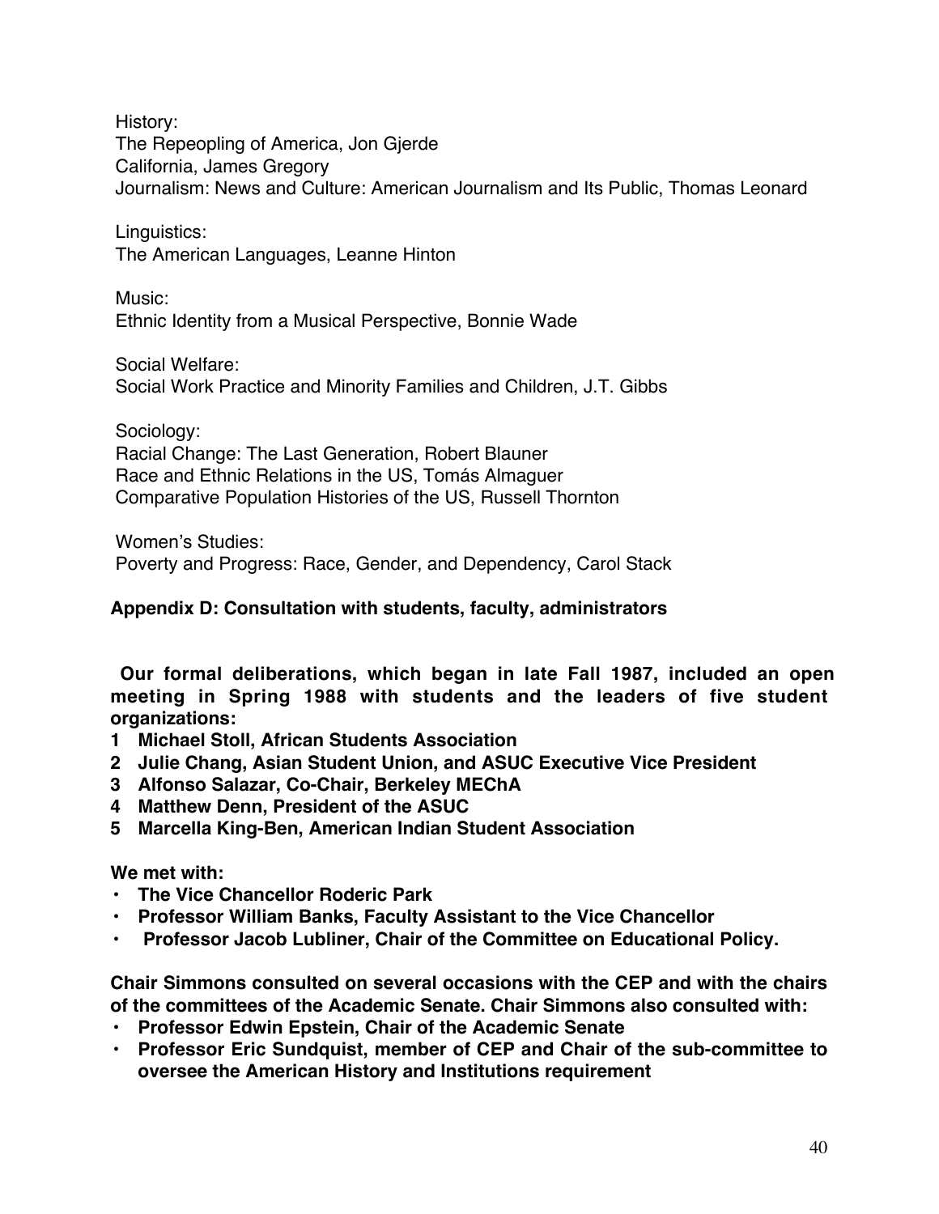History:
The Repeopling of America, Jon Gjerde
California, James Gregory
Journalism: News and Culture: American Journalism and Its Public, Thomas Leonard

Linguistics:
The American Languages, Leanne Hinton

Music:
Ethnic Identity from a Musical Perspective, Bonnie Wade

Social Welfare:
Social Work Practice and Minority Families and Children, J.T. Gibbs

Sociology:
Racial Change: The Last Generation, Robert Blauner
Race and Ethnic Relations in the US, Tomás Almaguer
Comparative Population Histories of the US, Russell Thornton

Women's Studies:
Poverty and Progress: Race, Gender, and Dependency, Carol Stack

## Appendix D: Consultation with students, faculty, administrators

**Our formal deliberations, which began in late Fall 1987, included an open meeting in Spring 1988 with students and the leaders of five student organizations:**

1. **Michael Stoll, African Students Association**
2. **Julie Chang, Asian Student Union, and ASUC Executive Vice President**
3. **Alfonso Salazar, Co-Chair, Berkeley MEChA**
4. **Matthew Denn, President of the ASUC**
5. **Marcella King-Ben, American Indian Student Association**

**We met with:**

- **The Vice Chancellor Roderic Park**
- **Professor William Banks, Faculty Assistant to the Vice Chancellor**
- **Professor Jacob Lubliner, Chair of the Committee on Educational Policy.**

**Chair Simmons consulted on several occasions with the CEP and with the chairs of the committees of the Academic Senate. Chair Simmons also consulted with:**

- **Professor Edwin Epstein, Chair of the Academic Senate**
- **Professor Eric Sundquist, member of CEP and Chair of the sub-committee to oversee the American History and Institutions requirement**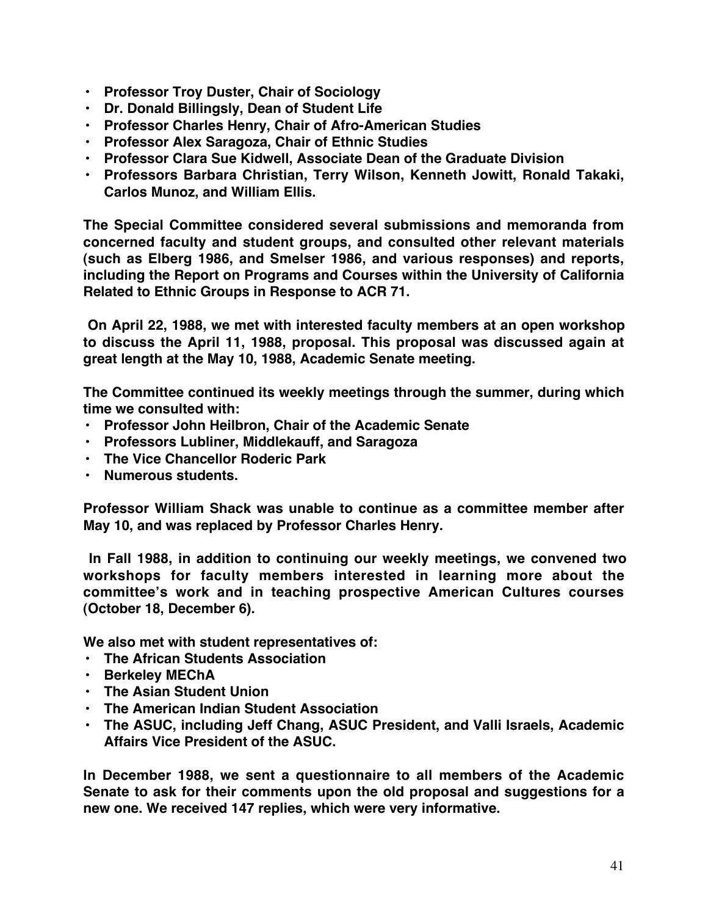- **Professor Troy Duster, Chair of Sociology**
- **Dr. Donald Billingsly, Dean of Student Life**
- **Professor Charles Henry, Chair of Afro-American Studies**
- **Professor Alex Saragoza, Chair of Ethnic Studies**
- **Professor Clara Sue Kidwell, Associate Dean of the Graduate Division**
- **Professors Barbara Christian, Terry Wilson, Kenneth Jowitt, Ronald Takaki, Carlos Munoz, and William Ellis.**

**The Special Committee considered several submissions and memoranda from concerned faculty and student groups, and consulted other relevant materials (such as Elberg 1986, and Smelser 1986, and various responses) and reports, including the Report on Programs and Courses within the University of California Related to Ethnic Groups in Response to ACR 71.**

**On April 22, 1988, we met with interested faculty members at an open workshop to discuss the April 11, 1988, proposal. This proposal was discussed again at great length at the May 10, 1988, Academic Senate meeting.**

**The Committee continued its weekly meetings through the summer, during which time we consulted with:**

- **Professor John Heilbron, Chair of the Academic Senate**
- **Professors Lubliner, Middlekauff, and Saragoza**
- **The Vice Chancellor Roderic Park**
- **Numerous students.**

**Professor William Shack was unable to continue as a committee member after May 10, and was replaced by Professor Charles Henry.**

**In Fall 1988, in addition to continuing our weekly meetings, we convened two workshops for faculty members interested in learning more about the committee's work and in teaching prospective American Cultures courses (October 18, December 6).**

**We also met with student representatives of:**

- **The African Students Association**
- **Berkeley MEChA**
- **The Asian Student Union**
- **The American Indian Student Association**
- **The ASUC, including Jeff Chang, ASUC President, and Valli Israels, Academic Affairs Vice President of the ASUC.**

**In December 1988, we sent a questionnaire to all members of the Academic Senate to ask for their comments upon the old proposal and suggestions for a new one. We received 147 replies, which were very informative.**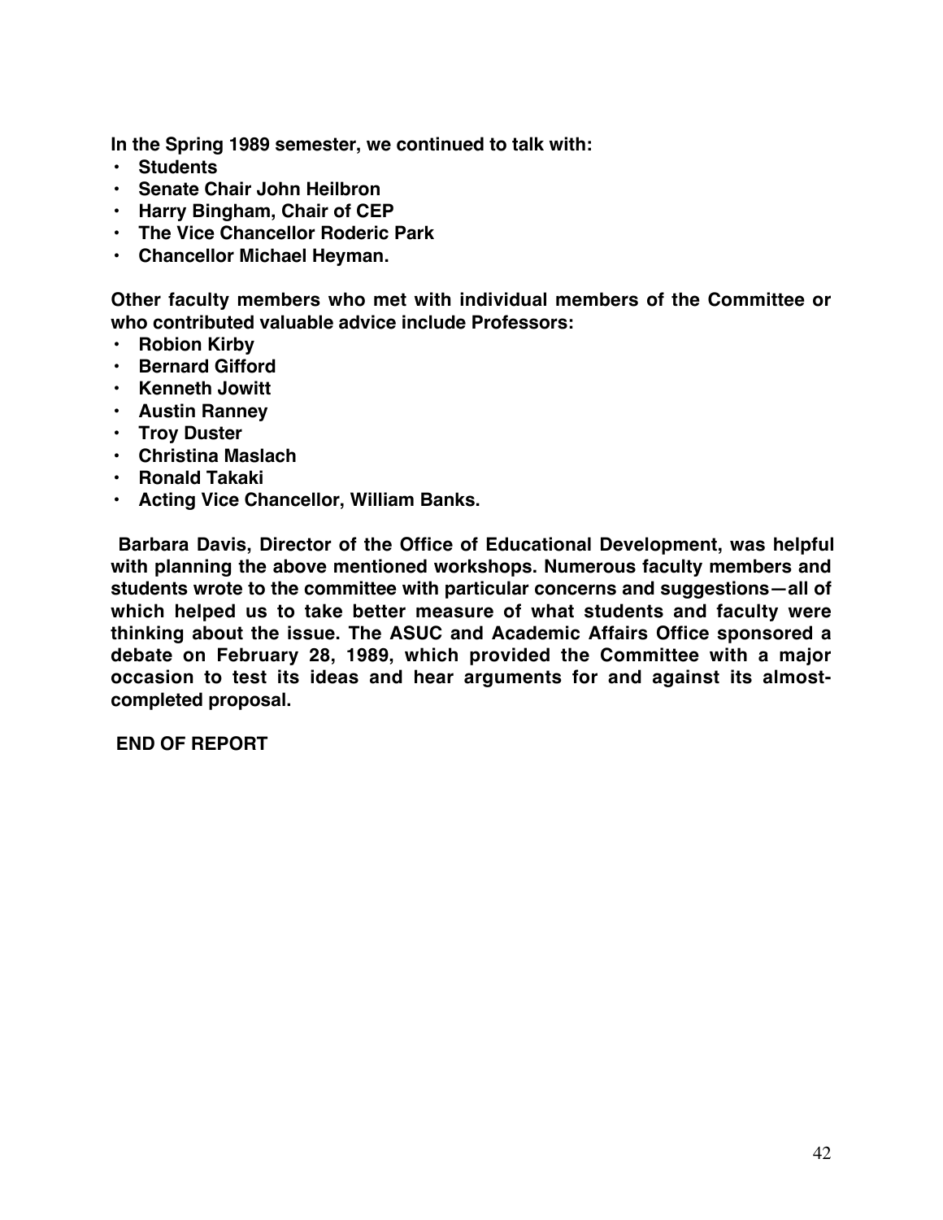**In the Spring 1989 semester, we continued to talk with:**

- **Students**
- **Senate Chair John Heilbron**
- **Harry Bingham, Chair of CEP**
- **The Vice Chancellor Roderic Park**
- **Chancellor Michael Heyman.**

**Other faculty members who met with individual members of the Committee or who contributed valuable advice include Professors:**

- **Robion Kirby**
- **Bernard Gifford**
- **Kenneth Jowitt**
- **Austin Ranney**
- **Troy Duster**
- **Christina Maslach**
- **Ronald Takaki**
- **Acting Vice Chancellor, William Banks.**

**Barbara Davis, Director of the Office of Educational Development, was helpful with planning the above mentioned workshops. Numerous faculty members and students wrote to the committee with particular concerns and suggestions—all of which helped us to take better measure of what students and faculty were thinking about the issue. The ASUC and Academic Affairs Office sponsored a debate on February 28, 1989, which provided the Committee with a major occasion to test its ideas and hear arguments for and against its almost-completed proposal.**

**END OF REPORT**